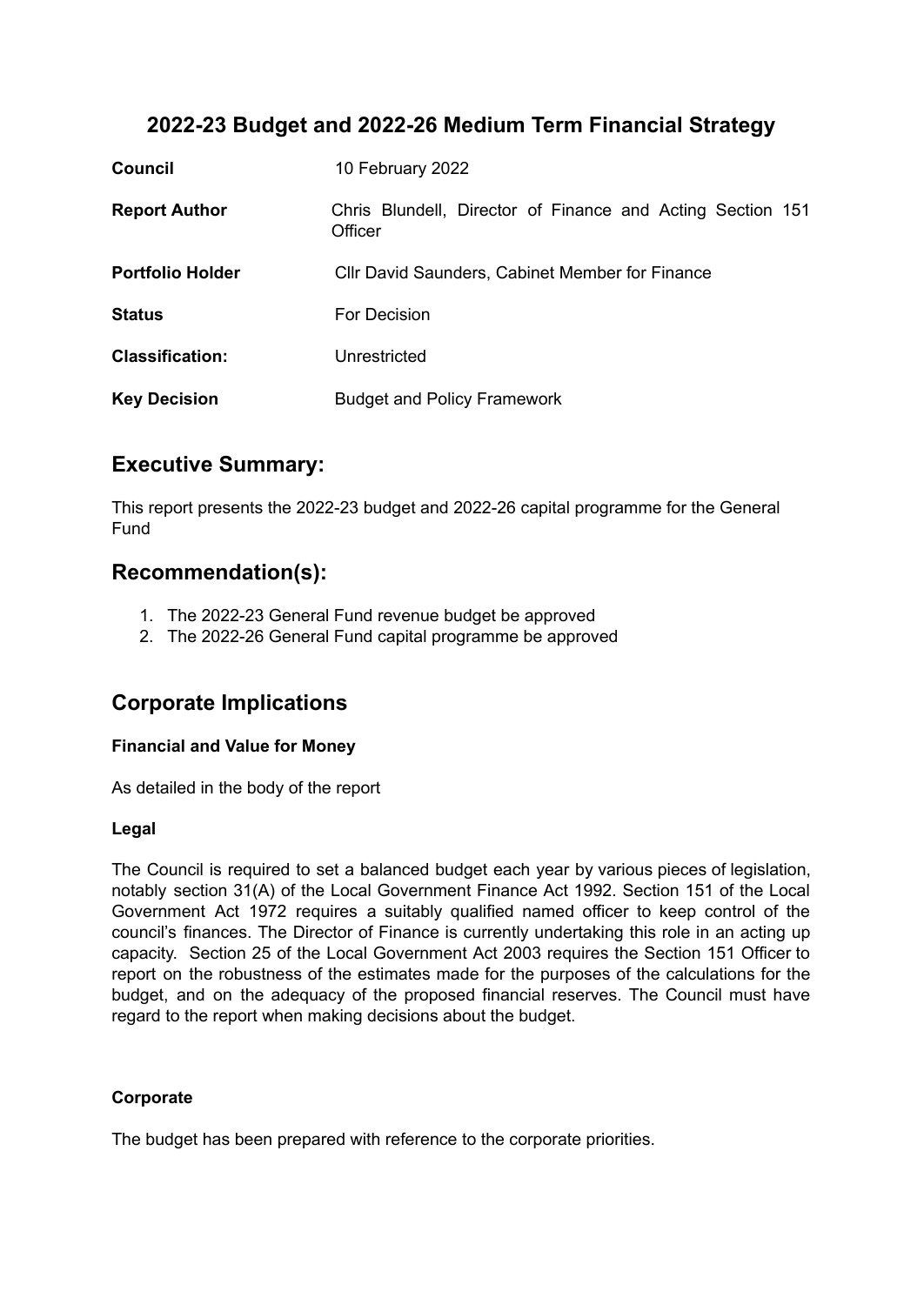# 2022-23 Budget and 2022-26 Medium Term Financial Strategy

| | |
|---|---|
| **Council** | 10 February 2022 |
| **Report Author** | Chris Blundell, Director of Finance and Acting Section 151 Officer |
| **Portfolio Holder** | Cllr David Saunders, Cabinet Member for Finance |
| **Status** | For Decision |
| **Classification:** | Unrestricted |
| **Key Decision** | Budget and Policy Framework |

## Executive Summary:

This report presents the 2022-23 budget and 2022-26 capital programme for the General Fund

## Recommendation(s):

1. The 2022-23 General Fund revenue budget be approved
2. The 2022-26 General Fund capital programme be approved

## Corporate Implications

### Financial and Value for Money

As detailed in the body of the report

### Legal

The Council is required to set a balanced budget each year by various pieces of legislation, notably section 31(A) of the Local Government Finance Act 1992. Section 151 of the Local Government Act 1972 requires a suitably qualified named officer to keep control of the council's finances. The Director of Finance is currently undertaking this role in an acting up capacity. Section 25 of the Local Government Act 2003 requires the Section 151 Officer to report on the robustness of the estimates made for the purposes of the calculations for the budget, and on the adequacy of the proposed financial reserves. The Council must have regard to the report when making decisions about the budget.

### Corporate

The budget has been prepared with reference to the corporate priorities.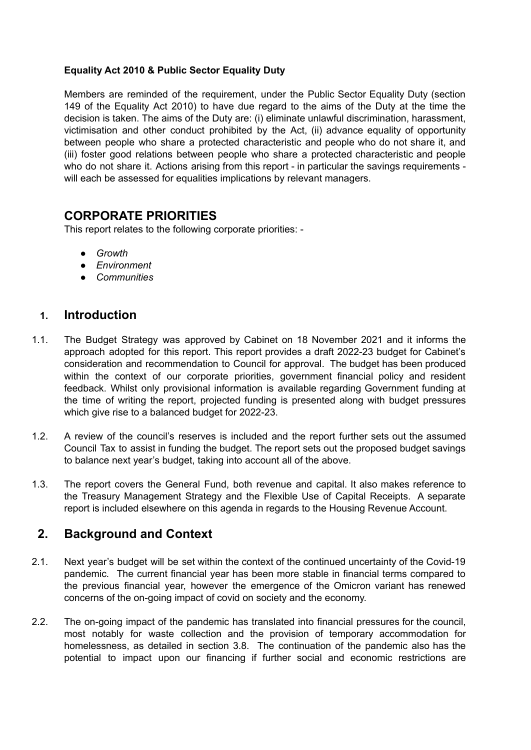**Equality Act 2010 & Public Sector Equality Duty**

Members are reminded of the requirement, under the Public Sector Equality Duty (section 149 of the Equality Act 2010) to have due regard to the aims of the Duty at the time the decision is taken. The aims of the Duty are: (i) eliminate unlawful discrimination, harassment, victimisation and other conduct prohibited by the Act, (ii) advance equality of opportunity between people who share a protected characteristic and people who do not share it, and (iii) foster good relations between people who share a protected characteristic and people who do not share it. Actions arising from this report - in particular the savings requirements - will each be assessed for equalities implications by relevant managers.

## CORPORATE PRIORITIES

This report relates to the following corporate priorities: -

- *Growth*
- *Environment*
- *Communities*

## 1. Introduction

1.1. The Budget Strategy was approved by Cabinet on 18 November 2021 and it informs the approach adopted for this report. This report provides a draft 2022-23 budget for Cabinet's consideration and recommendation to Council for approval. The budget has been produced within the context of our corporate priorities, government financial policy and resident feedback. Whilst only provisional information is available regarding Government funding at the time of writing the report, projected funding is presented along with budget pressures which give rise to a balanced budget for 2022-23.

1.2. A review of the council's reserves is included and the report further sets out the assumed Council Tax to assist in funding the budget. The report sets out the proposed budget savings to balance next year's budget, taking into account all of the above.

1.3. The report covers the General Fund, both revenue and capital. It also makes reference to the Treasury Management Strategy and the Flexible Use of Capital Receipts. A separate report is included elsewhere on this agenda in regards to the Housing Revenue Account.

## 2. Background and Context

2.1. Next year's budget will be set within the context of the continued uncertainty of the Covid-19 pandemic. The current financial year has been more stable in financial terms compared to the previous financial year, however the emergence of the Omicron variant has renewed concerns of the on-going impact of covid on society and the economy.

2.2. The on-going impact of the pandemic has translated into financial pressures for the council, most notably for waste collection and the provision of temporary accommodation for homelessness, as detailed in section 3.8. The continuation of the pandemic also has the potential to impact upon our financing if further social and economic restrictions are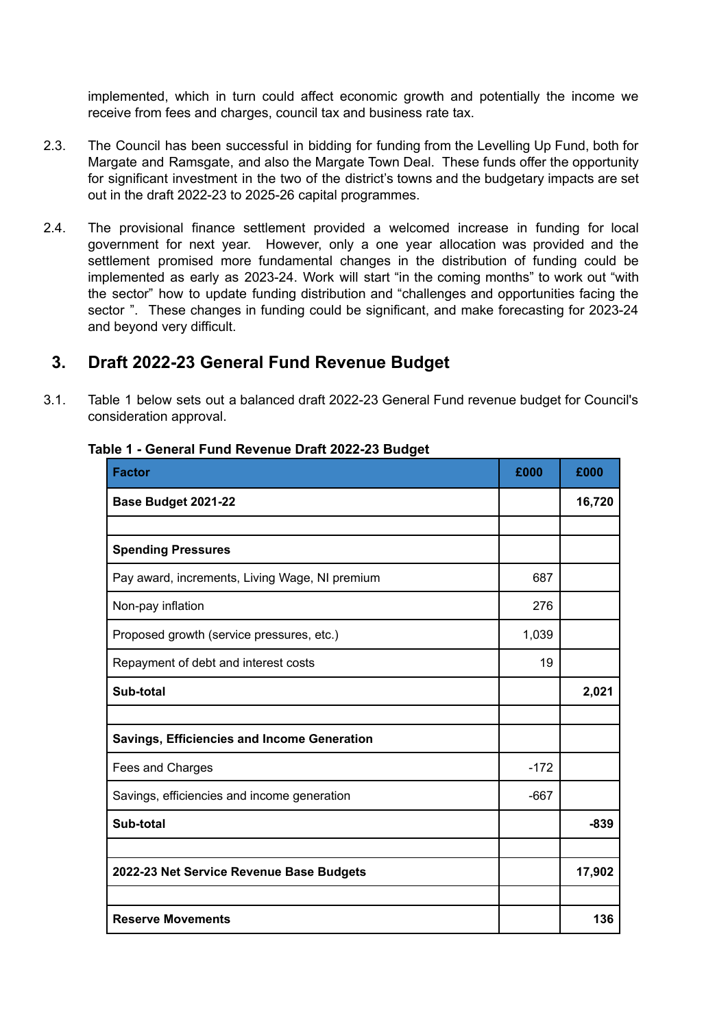implemented, which in turn could affect economic growth and potentially the income we receive from fees and charges, council tax and business rate tax.

2.3. The Council has been successful in bidding for funding from the Levelling Up Fund, both for Margate and Ramsgate, and also the Margate Town Deal. These funds offer the opportunity for significant investment in the two of the district's towns and the budgetary impacts are set out in the draft 2022-23 to 2025-26 capital programmes.

2.4. The provisional finance settlement provided a welcomed increase in funding for local government for next year. However, only a one year allocation was provided and the settlement promised more fundamental changes in the distribution of funding could be implemented as early as 2023-24. Work will start "in the coming months" to work out "with the sector" how to update funding distribution and "challenges and opportunities facing the sector ". These changes in funding could be significant, and make forecasting for 2023-24 and beyond very difficult.

## 3. Draft 2022-23 General Fund Revenue Budget

3.1. Table 1 below sets out a balanced draft 2022-23 General Fund revenue budget for Council's consideration approval.

**Table 1 - General Fund Revenue Draft 2022-23 Budget**

| Factor | £000 | £000 |
|---|---|---|
| **Base Budget 2021-22** | | **16,720** |
| | | |
| **Spending Pressures** | | |
| Pay award, increments, Living Wage, NI premium | 687 | |
| Non-pay inflation | 276 | |
| Proposed growth (service pressures, etc.) | 1,039 | |
| Repayment of debt and interest costs | 19 | |
| **Sub-total** | | **2,021** |
| | | |
| **Savings, Efficiencies and Income Generation** | | |
| Fees and Charges | -172 | |
| Savings, efficiencies and income generation | -667 | |
| **Sub-total** | | **-839** |
| | | |
| **2022-23 Net Service Revenue Base Budgets** | | **17,902** |
| | | |
| **Reserve Movements** | | **136** |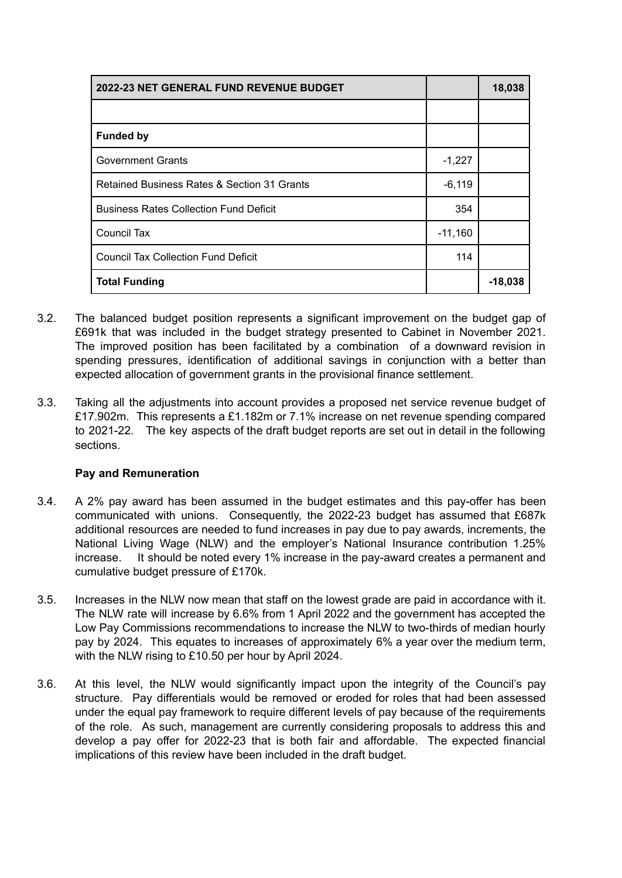| 2022-23 NET GENERAL FUND REVENUE BUDGET | | 18,038 |
| --- | --- | --- |
| | | |
| **Funded by** | | |
| Government Grants | -1,227 | |
| Retained Business Rates & Section 31 Grants | -6,119 | |
| Business Rates Collection Fund Deficit | 354 | |
| Council Tax | -11,160 | |
| Council Tax Collection Fund Deficit | 114 | |
| **Total Funding** | | **-18,038** |

3.2. The balanced budget position represents a significant improvement on the budget gap of £691k that was included in the budget strategy presented to Cabinet in November 2021. The improved position has been facilitated by a combination of a downward revision in spending pressures, identification of additional savings in conjunction with a better than expected allocation of government grants in the provisional finance settlement.

3.3. Taking all the adjustments into account provides a proposed net service revenue budget of £17.902m. This represents a £1.182m or 7.1% increase on net revenue spending compared to 2021-22. The key aspects of the draft budget reports are set out in detail in the following sections.

**Pay and Remuneration**

3.4. A 2% pay award has been assumed in the budget estimates and this pay-offer has been communicated with unions. Consequently, the 2022-23 budget has assumed that £687k additional resources are needed to fund increases in pay due to pay awards, increments, the National Living Wage (NLW) and the employer's National Insurance contribution 1.25% increase. It should be noted every 1% increase in the pay-award creates a permanent and cumulative budget pressure of £170k.

3.5. Increases in the NLW now mean that staff on the lowest grade are paid in accordance with it. The NLW rate will increase by 6.6% from 1 April 2022 and the government has accepted the Low Pay Commissions recommendations to increase the NLW to two-thirds of median hourly pay by 2024. This equates to increases of approximately 6% a year over the medium term, with the NLW rising to £10.50 per hour by April 2024.

3.6. At this level, the NLW would significantly impact upon the integrity of the Council's pay structure. Pay differentials would be removed or eroded for roles that had been assessed under the equal pay framework to require different levels of pay because of the requirements of the role. As such, management are currently considering proposals to address this and develop a pay offer for 2022-23 that is both fair and affordable. The expected financial implications of this review have been included in the draft budget.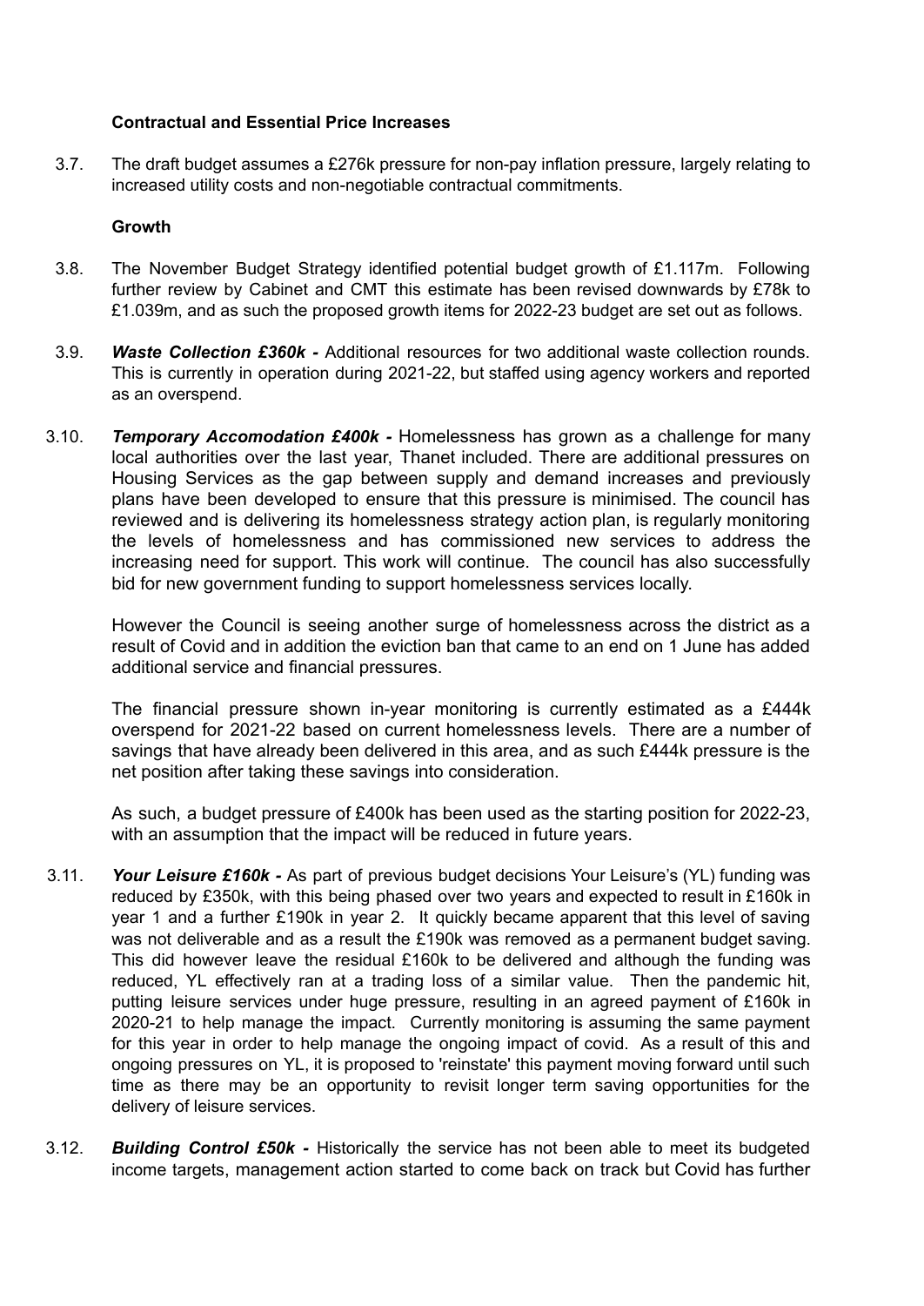**Contractual and Essential Price Increases**

3.7. The draft budget assumes a £276k pressure for non-pay inflation pressure, largely relating to increased utility costs and non-negotiable contractual commitments.

**Growth**

3.8. The November Budget Strategy identified potential budget growth of £1.117m. Following further review by Cabinet and CMT this estimate has been revised downwards by £78k to £1.039m, and as such the proposed growth items for 2022-23 budget are set out as follows.

3.9. ***Waste Collection £360k -*** Additional resources for two additional waste collection rounds. This is currently in operation during 2021-22, but staffed using agency workers and reported as an overspend.

3.10. ***Temporary Accomodation £400k -*** Homelessness has grown as a challenge for many local authorities over the last year, Thanet included. There are additional pressures on Housing Services as the gap between supply and demand increases and previously plans have been developed to ensure that this pressure is minimised. The council has reviewed and is delivering its homelessness strategy action plan, is regularly monitoring the levels of homelessness and has commissioned new services to address the increasing need for support. This work will continue. The council has also successfully bid for new government funding to support homelessness services locally.

However the Council is seeing another surge of homelessness across the district as a result of Covid and in addition the eviction ban that came to an end on 1 June has added additional service and financial pressures.

The financial pressure shown in-year monitoring is currently estimated as a £444k overspend for 2021-22 based on current homelessness levels. There are a number of savings that have already been delivered in this area, and as such £444k pressure is the net position after taking these savings into consideration.

As such, a budget pressure of £400k has been used as the starting position for 2022-23, with an assumption that the impact will be reduced in future years.

3.11. ***Your Leisure £160k -*** As part of previous budget decisions Your Leisure's (YL) funding was reduced by £350k, with this being phased over two years and expected to result in £160k in year 1 and a further £190k in year 2. It quickly became apparent that this level of saving was not deliverable and as a result the £190k was removed as a permanent budget saving. This did however leave the residual £160k to be delivered and although the funding was reduced, YL effectively ran at a trading loss of a similar value. Then the pandemic hit, putting leisure services under huge pressure, resulting in an agreed payment of £160k in 2020-21 to help manage the impact. Currently monitoring is assuming the same payment for this year in order to help manage the ongoing impact of covid. As a result of this and ongoing pressures on YL, it is proposed to 'reinstate' this payment moving forward until such time as there may be an opportunity to revisit longer term saving opportunities for the delivery of leisure services.

3.12. ***Building Control £50k -*** Historically the service has not been able to meet its budgeted income targets, management action started to come back on track but Covid has further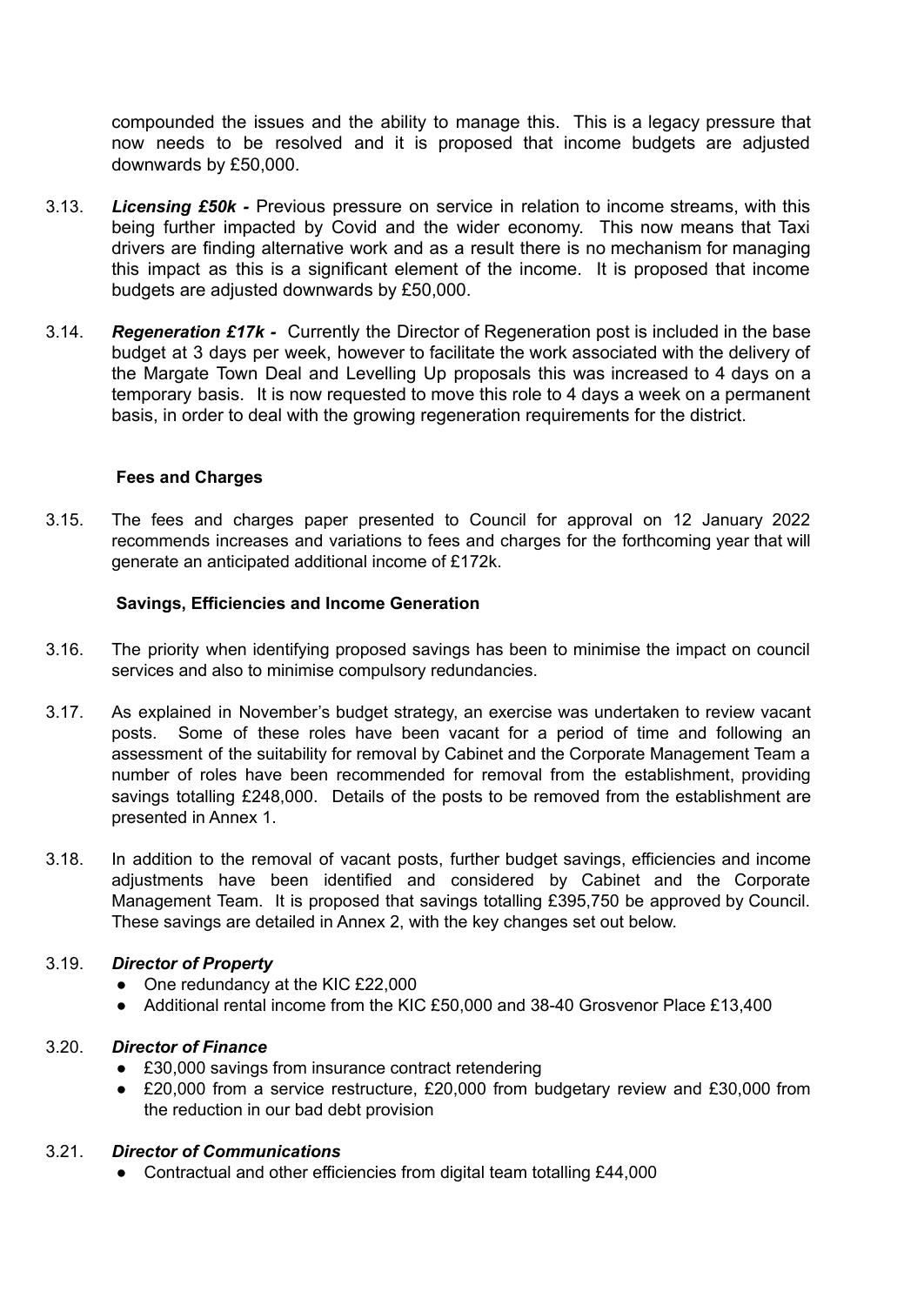compounded the issues and the ability to manage this. This is a legacy pressure that now needs to be resolved and it is proposed that income budgets are adjusted downwards by £50,000.

3.13. ***Licensing £50k -*** Previous pressure on service in relation to income streams, with this being further impacted by Covid and the wider economy. This now means that Taxi drivers are finding alternative work and as a result there is no mechanism for managing this impact as this is a significant element of the income. It is proposed that income budgets are adjusted downwards by £50,000.

3.14. ***Regeneration £17k -*** Currently the Director of Regeneration post is included in the base budget at 3 days per week, however to facilitate the work associated with the delivery of the Margate Town Deal and Levelling Up proposals this was increased to 4 days on a temporary basis. It is now requested to move this role to 4 days a week on a permanent basis, in order to deal with the growing regeneration requirements for the district.

**Fees and Charges**

3.15. The fees and charges paper presented to Council for approval on 12 January 2022 recommends increases and variations to fees and charges for the forthcoming year that will generate an anticipated additional income of £172k.

**Savings, Efficiencies and Income Generation**

3.16. The priority when identifying proposed savings has been to minimise the impact on council services and also to minimise compulsory redundancies.

3.17. As explained in November's budget strategy, an exercise was undertaken to review vacant posts. Some of these roles have been vacant for a period of time and following an assessment of the suitability for removal by Cabinet and the Corporate Management Team a number of roles have been recommended for removal from the establishment, providing savings totalling £248,000. Details of the posts to be removed from the establishment are presented in Annex 1.

3.18. In addition to the removal of vacant posts, further budget savings, efficiencies and income adjustments have been identified and considered by Cabinet and the Corporate Management Team. It is proposed that savings totalling £395,750 be approved by Council. These savings are detailed in Annex 2, with the key changes set out below.

3.19. ***Director of Property***

- One redundancy at the KIC £22,000
- Additional rental income from the KIC £50,000 and 38-40 Grosvenor Place £13,400

3.20. ***Director of Finance***

- £30,000 savings from insurance contract retendering
- £20,000 from a service restructure, £20,000 from budgetary review and £30,000 from the reduction in our bad debt provision

3.21. ***Director of Communications***

- Contractual and other efficiencies from digital team totalling £44,000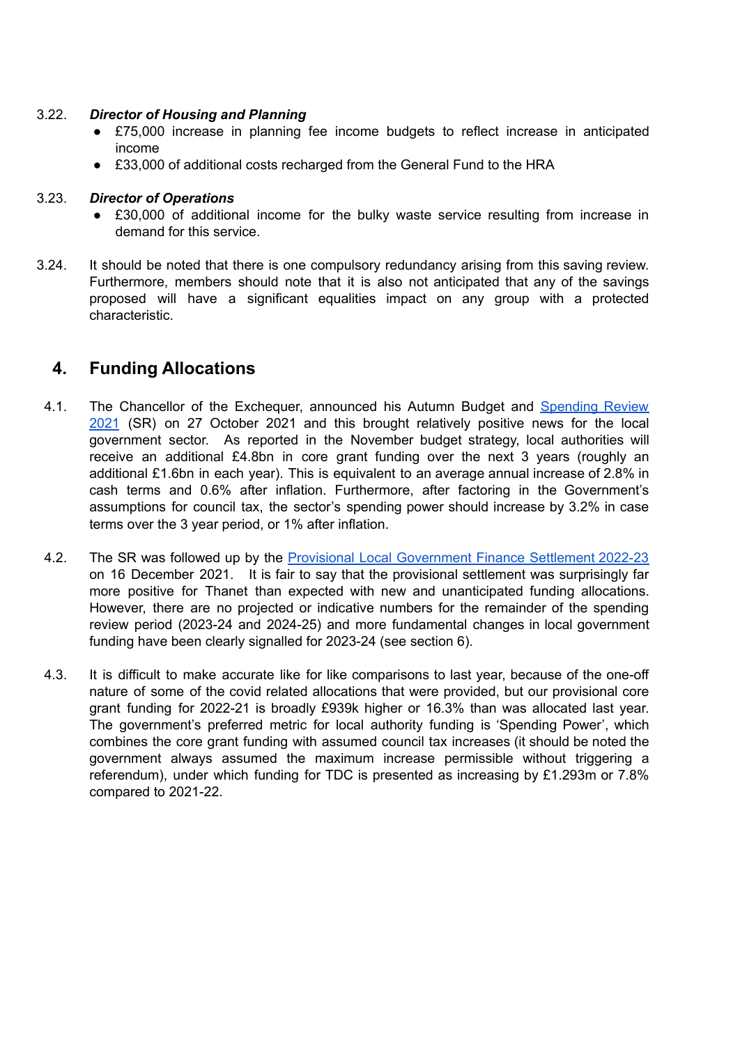3.22. ***Director of Housing and Planning***

- £75,000 increase in planning fee income budgets to reflect increase in anticipated income
- £33,000 of additional costs recharged from the General Fund to the HRA

3.23. ***Director of Operations***

- £30,000 of additional income for the bulky waste service resulting from increase in demand for this service.

3.24. It should be noted that there is one compulsory redundancy arising from this saving review. Furthermore, members should note that it is also not anticipated that any of the savings proposed will have a significant equalities impact on any group with a protected characteristic.

## 4. Funding Allocations

4.1. The Chancellor of the Exchequer, announced his Autumn Budget and [Spending Review 2021]() (SR) on 27 October 2021 and this brought relatively positive news for the local government sector. As reported in the November budget strategy, local authorities will receive an additional £4.8bn in core grant funding over the next 3 years (roughly an additional £1.6bn in each year). This is equivalent to an average annual increase of 2.8% in cash terms and 0.6% after inflation. Furthermore, after factoring in the Government's assumptions for council tax, the sector's spending power should increase by 3.2% in case terms over the 3 year period, or 1% after inflation.

4.2. The SR was followed up by the [Provisional Local Government Finance Settlement 2022-23]() on 16 December 2021. It is fair to say that the provisional settlement was surprisingly far more positive for Thanet than expected with new and unanticipated funding allocations. However, there are no projected or indicative numbers for the remainder of the spending review period (2023-24 and 2024-25) and more fundamental changes in local government funding have been clearly signalled for 2023-24 (see section 6).

4.3. It is difficult to make accurate like for like comparisons to last year, because of the one-off nature of some of the covid related allocations that were provided, but our provisional core grant funding for 2022-21 is broadly £939k higher or 16.3% than was allocated last year. The government's preferred metric for local authority funding is 'Spending Power', which combines the core grant funding with assumed council tax increases (it should be noted the government always assumed the maximum increase permissible without triggering a referendum), under which funding for TDC is presented as increasing by £1.293m or 7.8% compared to 2021-22.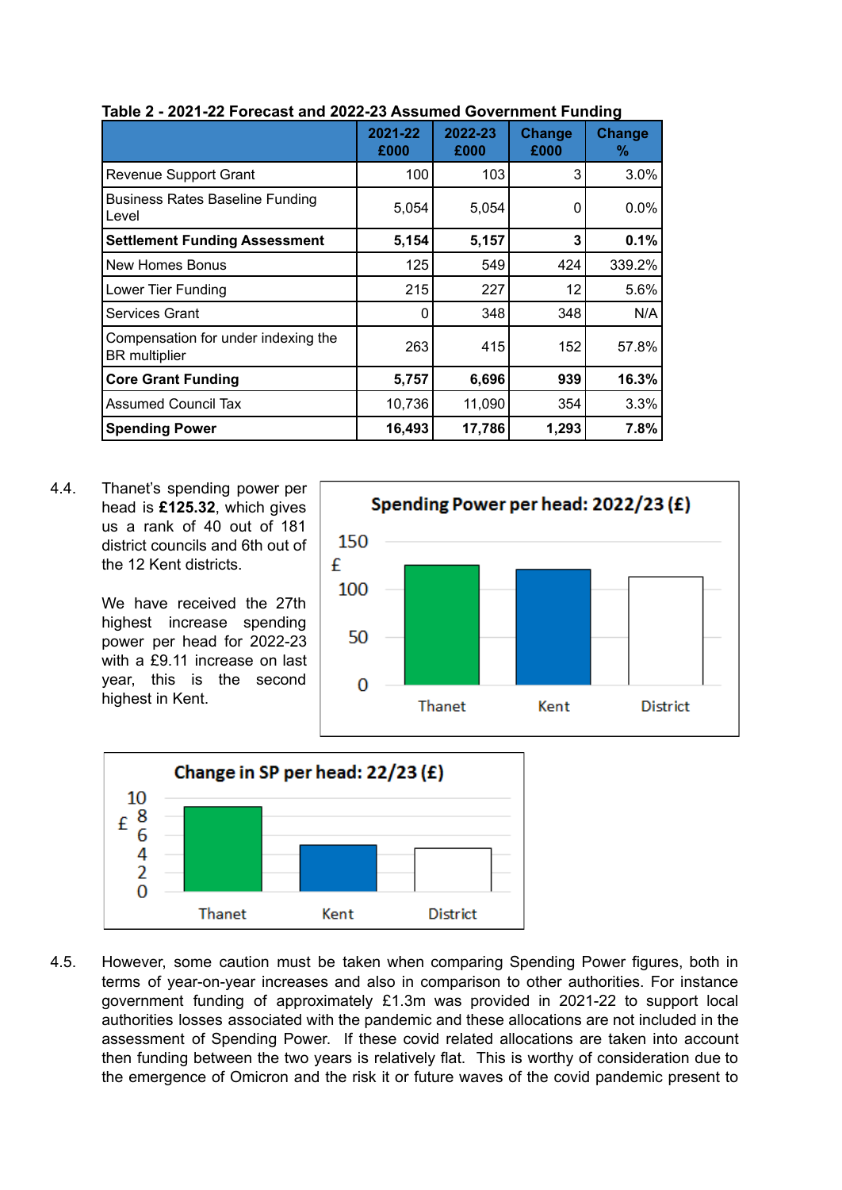**Table 2 - 2021-22 Forecast and 2022-23 Assumed Government Funding**

| | 2021-22 £000 | 2022-23 £000 | Change £000 | Change % |
|---|---|---|---|---|
| Revenue Support Grant | 100 | 103 | 3 | 3.0% |
| Business Rates Baseline Funding Level | 5,054 | 5,054 | 0 | 0.0% |
| **Settlement Funding Assessment** | **5,154** | **5,157** | **3** | **0.1%** |
| New Homes Bonus | 125 | 549 | 424 | 339.2% |
| Lower Tier Funding | 215 | 227 | 12 | 5.6% |
| Services Grant | 0 | 348 | 348 | N/A |
| Compensation for under indexing the BR multiplier | 263 | 415 | 152 | 57.8% |
| **Core Grant Funding** | **5,757** | **6,696** | **939** | **16.3%** |
| Assumed Council Tax | 10,736 | 11,090 | 354 | 3.3% |
| **Spending Power** | **16,493** | **17,786** | **1,293** | **7.8%** |

4.4. Thanet's spending power per head is **£125.32**, which gives us a rank of 40 out of 181 district councils and 6th out of the 12 Kent districts.

We have received the 27th highest increase spending power per head for 2022-23 with a £9.11 increase on last year, this is the second highest in Kent.

**Spending Power per head: 2022/23 (£)**

**Change in SP per head: 22/23 (£)**

4.5. However, some caution must be taken when comparing Spending Power figures, both in terms of year-on-year increases and also in comparison to other authorities. For instance government funding of approximately £1.3m was provided in 2021-22 to support local authorities losses associated with the pandemic and these allocations are not included in the assessment of Spending Power. If these covid related allocations are taken into account then funding between the two years is relatively flat. This is worthy of consideration due to the emergence of Omicron and the risk it or future waves of the covid pandemic present to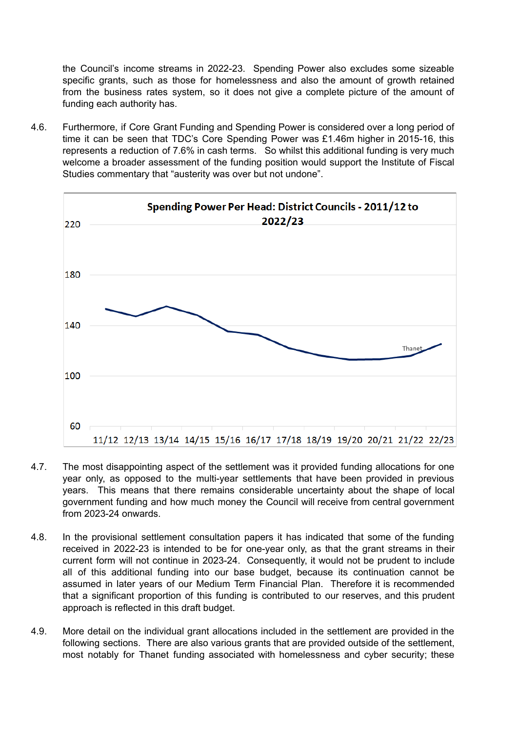the Council's income streams in 2022-23. Spending Power also excludes some sizeable specific grants, such as those for homelessness and also the amount of growth retained from the business rates system, so it does not give a complete picture of the amount of funding each authority has.

4.6. Furthermore, if Core Grant Funding and Spending Power is considered over a long period of time it can be seen that TDC's Core Spending Power was £1.46m higher in 2015-16, this represents a reduction of 7.6% in cash terms. So whilst this additional funding is very much welcome a broader assessment of the funding position would support the Institute of Fiscal Studies commentary that "austerity was over but not undone".

**Spending Power Per Head: District Councils - 2011/12 to 2022/23**

4.7. The most disappointing aspect of the settlement was it provided funding allocations for one year only, as opposed to the multi-year settlements that have been provided in previous years. This means that there remains considerable uncertainty about the shape of local government funding and how much money the Council will receive from central government from 2023-24 onwards.

4.8. In the provisional settlement consultation papers it has indicated that some of the funding received in 2022-23 is intended to be for one-year only, as that the grant streams in their current form will not continue in 2023-24. Consequently, it would not be prudent to include all of this additional funding into our base budget, because its continuation cannot be assumed in later years of our Medium Term Financial Plan. Therefore it is recommended that a significant proportion of this funding is contributed to our reserves, and this prudent approach is reflected in this draft budget.

4.9. More detail on the individual grant allocations included in the settlement are provided in the following sections. There are also various grants that are provided outside of the settlement, most notably for Thanet funding associated with homelessness and cyber security; these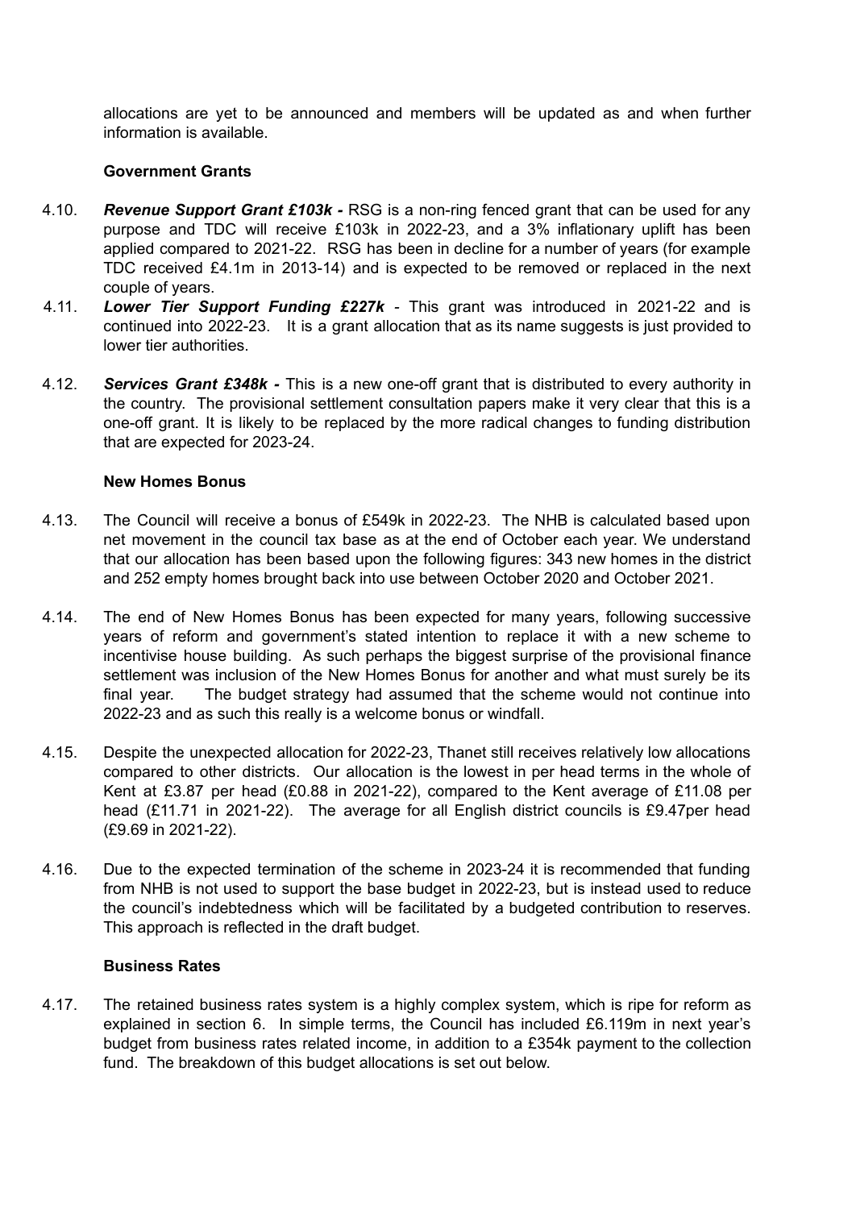allocations are yet to be announced and members will be updated as and when further information is available.

**Government Grants**

4.10. ***Revenue Support Grant £103k -*** RSG is a non-ring fenced grant that can be used for any purpose and TDC will receive £103k in 2022-23, and a 3% inflationary uplift has been applied compared to 2021-22. RSG has been in decline for a number of years (for example TDC received £4.1m in 2013-14) and is expected to be removed or replaced in the next couple of years.

4.11. ***Lower Tier Support Funding £227k*** - This grant was introduced in 2021-22 and is continued into 2022-23. It is a grant allocation that as its name suggests is just provided to lower tier authorities.

4.12. ***Services Grant £348k -*** This is a new one-off grant that is distributed to every authority in the country. The provisional settlement consultation papers make it very clear that this is a one-off grant. It is likely to be replaced by the more radical changes to funding distribution that are expected for 2023-24.

**New Homes Bonus**

4.13. The Council will receive a bonus of £549k in 2022-23. The NHB is calculated based upon net movement in the council tax base as at the end of October each year. We understand that our allocation has been based upon the following figures: 343 new homes in the district and 252 empty homes brought back into use between October 2020 and October 2021.

4.14. The end of New Homes Bonus has been expected for many years, following successive years of reform and government's stated intention to replace it with a new scheme to incentivise house building. As such perhaps the biggest surprise of the provisional finance settlement was inclusion of the New Homes Bonus for another and what must surely be its final year. The budget strategy had assumed that the scheme would not continue into 2022-23 and as such this really is a welcome bonus or windfall.

4.15. Despite the unexpected allocation for 2022-23, Thanet still receives relatively low allocations compared to other districts. Our allocation is the lowest in per head terms in the whole of Kent at £3.87 per head (£0.88 in 2021-22), compared to the Kent average of £11.08 per head (£11.71 in 2021-22). The average for all English district councils is £9.47per head (£9.69 in 2021-22).

4.16. Due to the expected termination of the scheme in 2023-24 it is recommended that funding from NHB is not used to support the base budget in 2022-23, but is instead used to reduce the council's indebtedness which will be facilitated by a budgeted contribution to reserves. This approach is reflected in the draft budget.

**Business Rates**

4.17. The retained business rates system is a highly complex system, which is ripe for reform as explained in section 6. In simple terms, the Council has included £6.119m in next year's budget from business rates related income, in addition to a £354k payment to the collection fund. The breakdown of this budget allocations is set out below.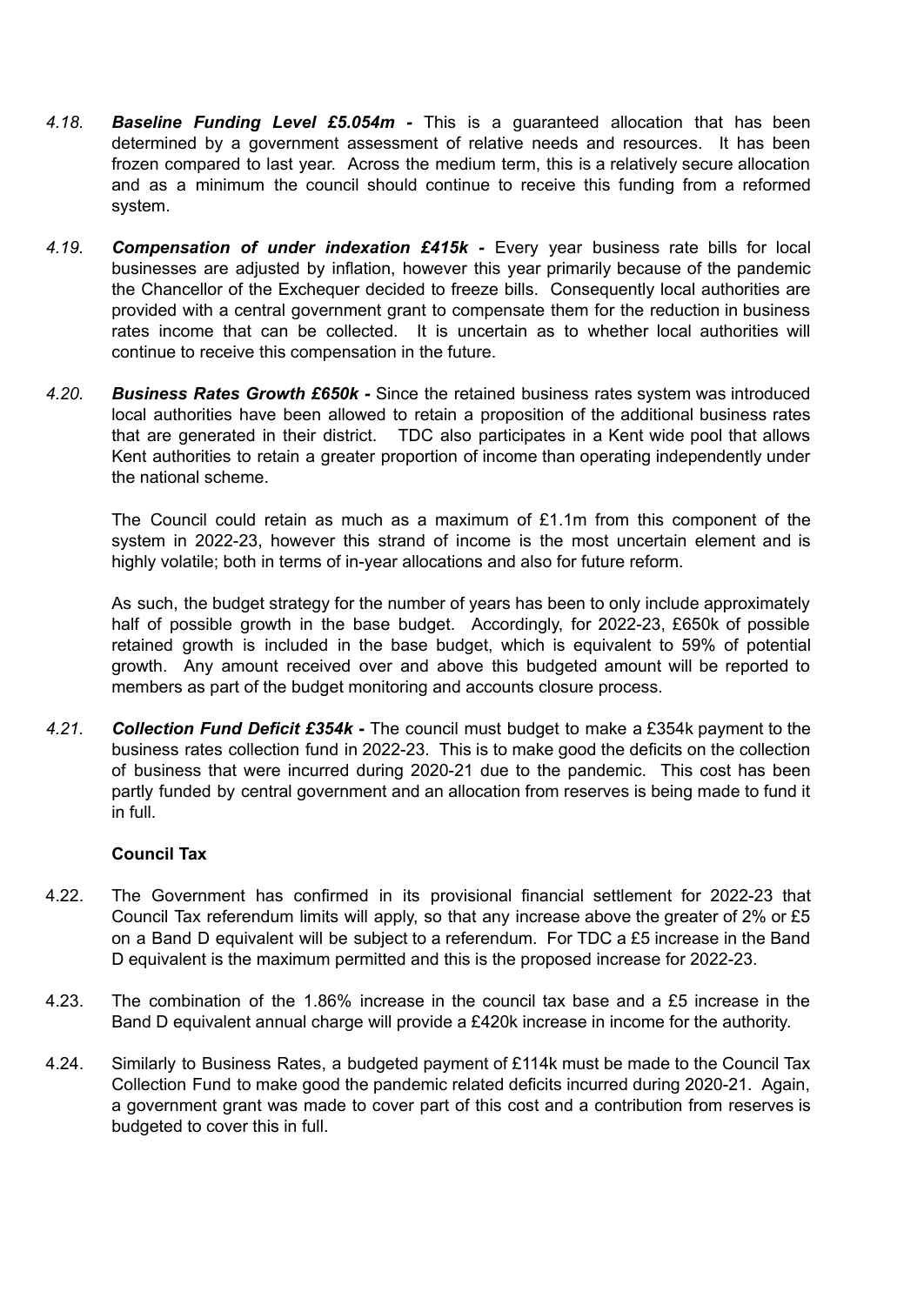4.18. ***Baseline Funding Level £5.054m -*** This is a guaranteed allocation that has been determined by a government assessment of relative needs and resources. It has been frozen compared to last year. Across the medium term, this is a relatively secure allocation and as a minimum the council should continue to receive this funding from a reformed system.

4.19. ***Compensation of under indexation £415k -*** Every year business rate bills for local businesses are adjusted by inflation, however this year primarily because of the pandemic the Chancellor of the Exchequer decided to freeze bills. Consequently local authorities are provided with a central government grant to compensate them for the reduction in business rates income that can be collected. It is uncertain as to whether local authorities will continue to receive this compensation in the future.

4.20. ***Business Rates Growth £650k -*** Since the retained business rates system was introduced local authorities have been allowed to retain a proposition of the additional business rates that are generated in their district. TDC also participates in a Kent wide pool that allows Kent authorities to retain a greater proportion of income than operating independently under the national scheme.

The Council could retain as much as a maximum of £1.1m from this component of the system in 2022-23, however this strand of income is the most uncertain element and is highly volatile; both in terms of in-year allocations and also for future reform.

As such, the budget strategy for the number of years has been to only include approximately half of possible growth in the base budget. Accordingly, for 2022-23, £650k of possible retained growth is included in the base budget, which is equivalent to 59% of potential growth. Any amount received over and above this budgeted amount will be reported to members as part of the budget monitoring and accounts closure process.

4.21. ***Collection Fund Deficit £354k -*** The council must budget to make a £354k payment to the business rates collection fund in 2022-23. This is to make good the deficits on the collection of business that were incurred during 2020-21 due to the pandemic. This cost has been partly funded by central government and an allocation from reserves is being made to fund it in full.

**Council Tax**

4.22. The Government has confirmed in its provisional financial settlement for 2022-23 that Council Tax referendum limits will apply, so that any increase above the greater of 2% or £5 on a Band D equivalent will be subject to a referendum. For TDC a £5 increase in the Band D equivalent is the maximum permitted and this is the proposed increase for 2022-23.

4.23. The combination of the 1.86% increase in the council tax base and a £5 increase in the Band D equivalent annual charge will provide a £420k increase in income for the authority.

4.24. Similarly to Business Rates, a budgeted payment of £114k must be made to the Council Tax Collection Fund to make good the pandemic related deficits incurred during 2020-21. Again, a government grant was made to cover part of this cost and a contribution from reserves is budgeted to cover this in full.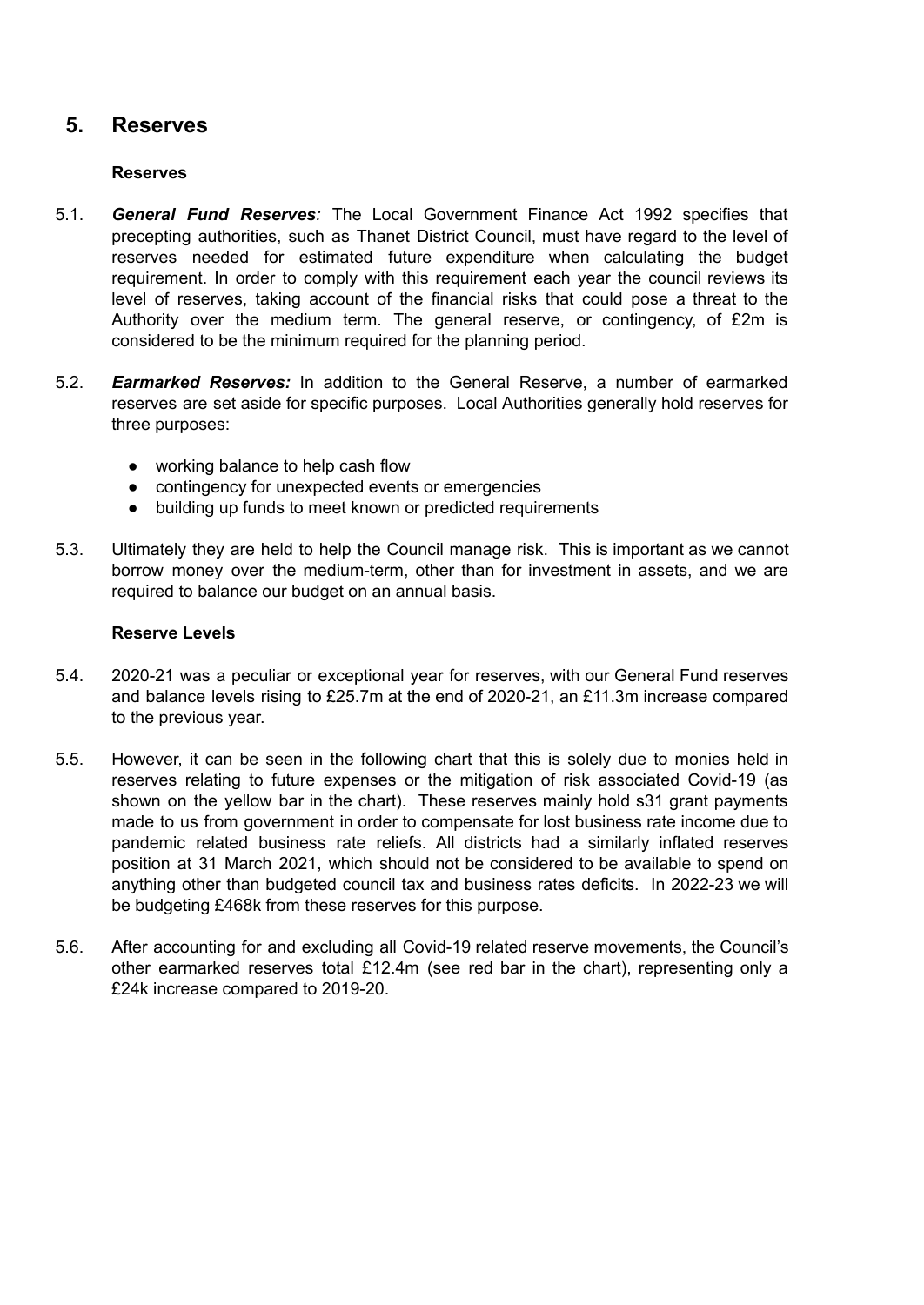# 5. Reserves

**Reserves**

5.1. ***General Fund Reserves****:* The Local Government Finance Act 1992 specifies that precepting authorities, such as Thanet District Council, must have regard to the level of reserves needed for estimated future expenditure when calculating the budget requirement. In order to comply with this requirement each year the council reviews its level of reserves, taking account of the financial risks that could pose a threat to the Authority over the medium term. The general reserve, or contingency, of £2m is considered to be the minimum required for the planning period.

5.2. ***Earmarked Reserves:*** In addition to the General Reserve, a number of earmarked reserves are set aside for specific purposes. Local Authorities generally hold reserves for three purposes:

- working balance to help cash flow
- contingency for unexpected events or emergencies
- building up funds to meet known or predicted requirements

5.3. Ultimately they are held to help the Council manage risk. This is important as we cannot borrow money over the medium-term, other than for investment in assets, and we are required to balance our budget on an annual basis.

**Reserve Levels**

5.4. 2020-21 was a peculiar or exceptional year for reserves, with our General Fund reserves and balance levels rising to £25.7m at the end of 2020-21, an £11.3m increase compared to the previous year.

5.5. However, it can be seen in the following chart that this is solely due to monies held in reserves relating to future expenses or the mitigation of risk associated Covid-19 (as shown on the yellow bar in the chart). These reserves mainly hold s31 grant payments made to us from government in order to compensate for lost business rate income due to pandemic related business rate reliefs. All districts had a similarly inflated reserves position at 31 March 2021, which should not be considered to be available to spend on anything other than budgeted council tax and business rates deficits. In 2022-23 we will be budgeting £468k from these reserves for this purpose.

5.6. After accounting for and excluding all Covid-19 related reserve movements, the Council's other earmarked reserves total £12.4m (see red bar in the chart), representing only a £24k increase compared to 2019-20.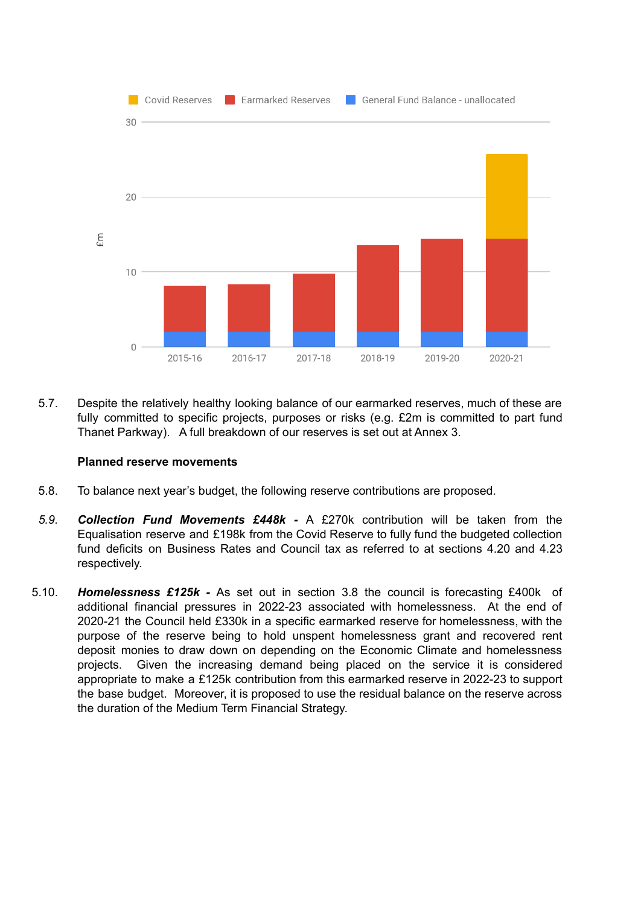5.7. Despite the relatively healthy looking balance of our earmarked reserves, much of these are fully committed to specific projects, purposes or risks (e.g. £2m is committed to part fund Thanet Parkway). A full breakdown of our reserves is set out at Annex 3.

**Planned reserve movements**

5.8. To balance next year's budget, the following reserve contributions are proposed.

*5.9.* ***Collection Fund Movements £448k -*** A £270k contribution will be taken from the Equalisation reserve and £198k from the Covid Reserve to fully fund the budgeted collection fund deficits on Business Rates and Council tax as referred to at sections 4.20 and 4.23 respectively.

5.10. ***Homelessness £125k -*** As set out in section 3.8 the council is forecasting £400k of additional financial pressures in 2022-23 associated with homelessness. At the end of 2020-21 the Council held £330k in a specific earmarked reserve for homelessness, with the purpose of the reserve being to hold unspent homelessness grant and recovered rent deposit monies to draw down on depending on the Economic Climate and homelessness projects. Given the increasing demand being placed on the service it is considered appropriate to make a £125k contribution from this earmarked reserve in 2022-23 to support the base budget. Moreover, it is proposed to use the residual balance on the reserve across the duration of the Medium Term Financial Strategy.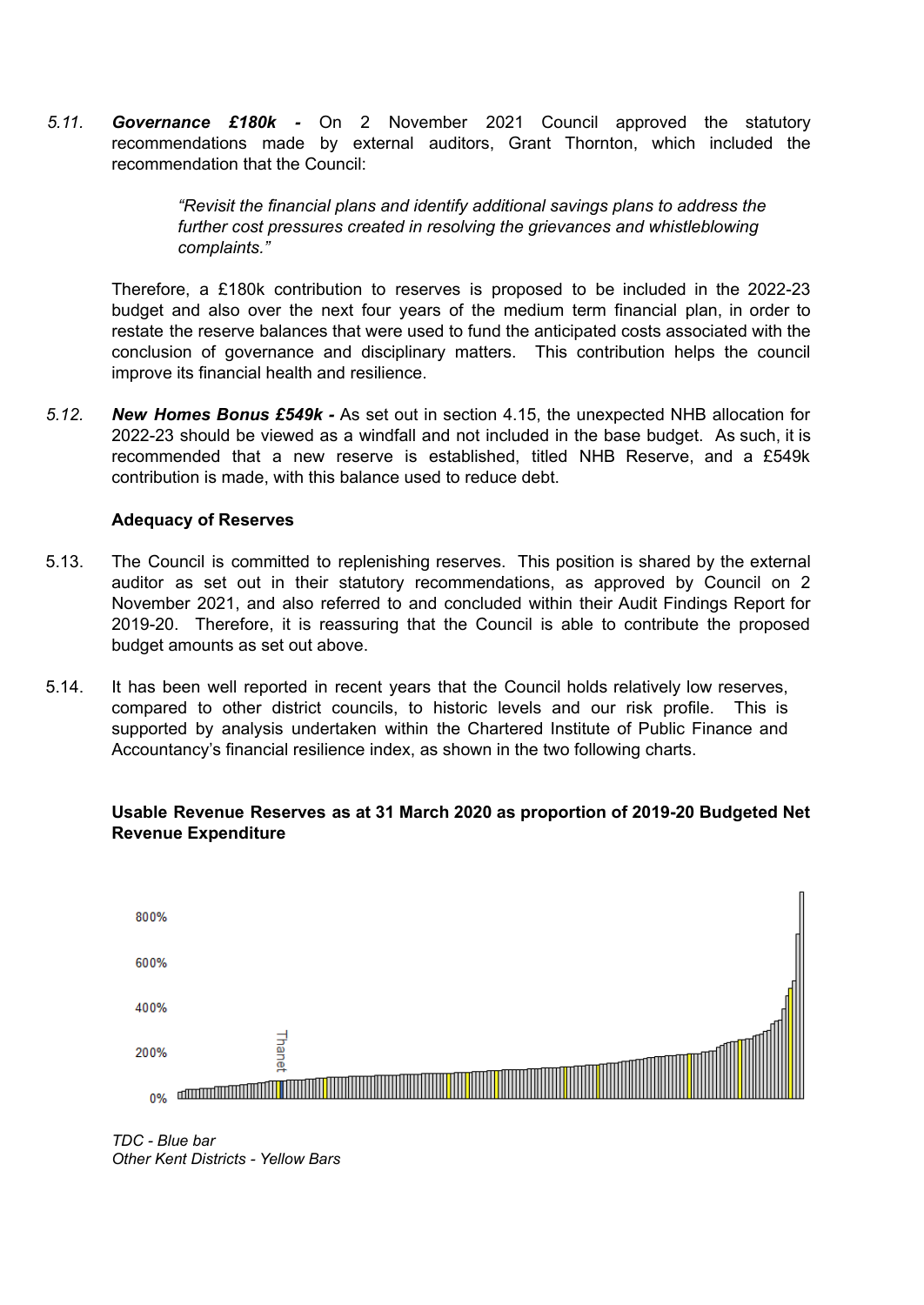*5.11.* ***Governance £180k -*** On 2 November 2021 Council approved the statutory recommendations made by external auditors, Grant Thornton, which included the recommendation that the Council:

> *"Revisit the financial plans and identify additional savings plans to address the further cost pressures created in resolving the grievances and whistleblowing complaints."*

Therefore, a £180k contribution to reserves is proposed to be included in the 2022-23 budget and also over the next four years of the medium term financial plan, in order to restate the reserve balances that were used to fund the anticipated costs associated with the conclusion of governance and disciplinary matters. This contribution helps the council improve its financial health and resilience.

*5.12.* ***New Homes Bonus £549k -*** As set out in section 4.15, the unexpected NHB allocation for 2022-23 should be viewed as a windfall and not included in the base budget. As such, it is recommended that a new reserve is established, titled NHB Reserve, and a £549k contribution is made, with this balance used to reduce debt.

**Adequacy of Reserves**

5.13. The Council is committed to replenishing reserves. This position is shared by the external auditor as set out in their statutory recommendations, as approved by Council on 2 November 2021, and also referred to and concluded within their Audit Findings Report for 2019-20. Therefore, it is reassuring that the Council is able to contribute the proposed budget amounts as set out above.

5.14. It has been well reported in recent years that the Council holds relatively low reserves, compared to other district councils, to historic levels and our risk profile. This is supported by analysis undertaken within the Chartered Institute of Public Finance and Accountancy's financial resilience index, as shown in the two following charts.

**Usable Revenue Reserves as at 31 March 2020 as proportion of 2019-20 Budgeted Net Revenue Expenditure**

*TDC - Blue bar*
*Other Kent Districts - Yellow Bars*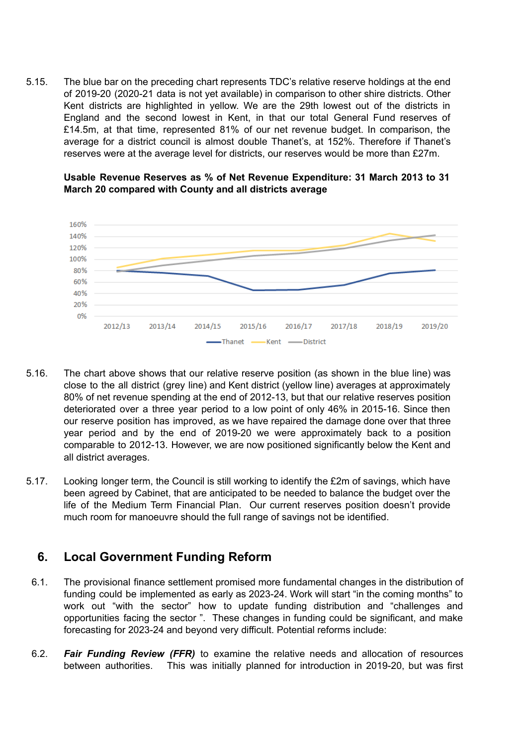5.15. The blue bar on the preceding chart represents TDC's relative reserve holdings at the end of 2019-20 (2020-21 data is not yet available) in comparison to other shire districts. Other Kent districts are highlighted in yellow. We are the 29th lowest out of the districts in England and the second lowest in Kent, in that our total General Fund reserves of £14.5m, at that time, represented 81% of our net revenue budget. In comparison, the average for a district council is almost double Thanet's, at 152%. Therefore if Thanet's reserves were at the average level for districts, our reserves would be more than £27m.

**Usable Revenue Reserves as % of Net Revenue Expenditure: 31 March 2013 to 31 March 20 compared with County and all districts average**

5.16. The chart above shows that our relative reserve position (as shown in the blue line) was close to the all district (grey line) and Kent district (yellow line) averages at approximately 80% of net revenue spending at the end of 2012-13, but that our relative reserves position deteriorated over a three year period to a low point of only 46% in 2015-16. Since then our reserve position has improved, as we have repaired the damage done over that three year period and by the end of 2019-20 we were approximately back to a position comparable to 2012-13. However, we are now positioned significantly below the Kent and all district averages.

5.17. Looking longer term, the Council is still working to identify the £2m of savings, which have been agreed by Cabinet, that are anticipated to be needed to balance the budget over the life of the Medium Term Financial Plan. Our current reserves position doesn't provide much room for manoeuvre should the full range of savings not be identified.

## 6. Local Government Funding Reform

6.1. The provisional finance settlement promised more fundamental changes in the distribution of funding could be implemented as early as 2023-24. Work will start "in the coming months" to work out "with the sector" how to update funding distribution and "challenges and opportunities facing the sector ". These changes in funding could be significant, and make forecasting for 2023-24 and beyond very difficult. Potential reforms include:

6.2. ***Fair Funding Review (FFR)*** to examine the relative needs and allocation of resources between authorities. This was initially planned for introduction in 2019-20, but was first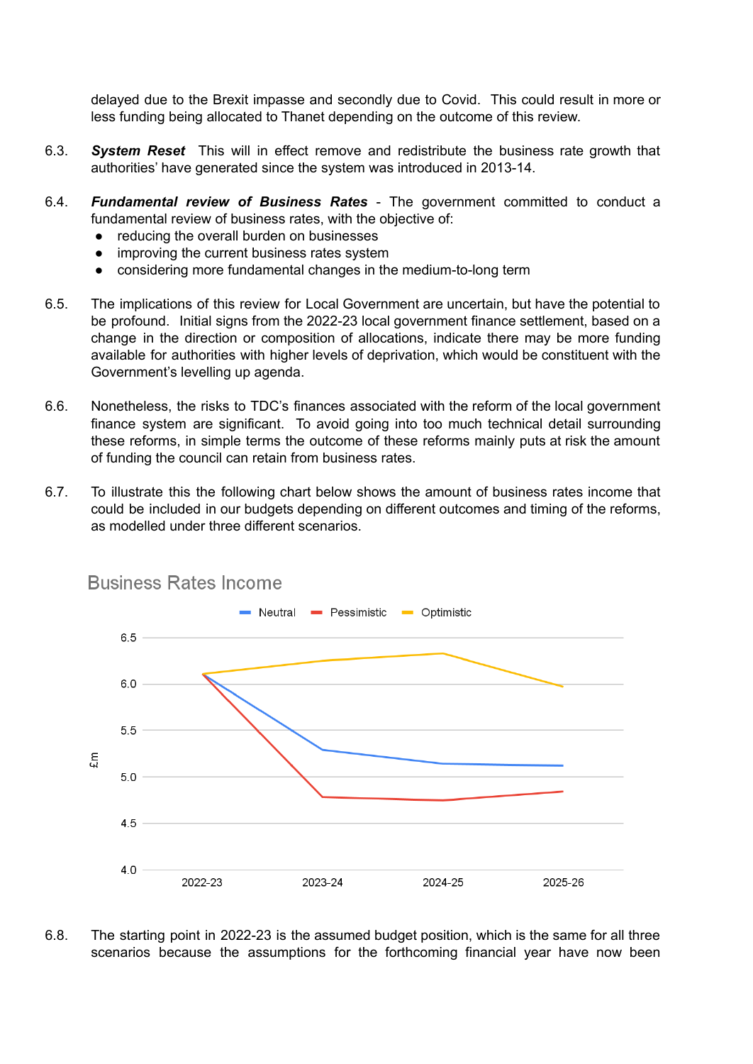delayed due to the Brexit impasse and secondly due to Covid. This could result in more or less funding being allocated to Thanet depending on the outcome of this review.

6.3. ***System Reset*** This will in effect remove and redistribute the business rate growth that authorities' have generated since the system was introduced in 2013-14.

6.4. ***Fundamental review of Business Rates*** - The government committed to conduct a fundamental review of business rates, with the objective of:

- reducing the overall burden on businesses
- improving the current business rates system
- considering more fundamental changes in the medium-to-long term

6.5. The implications of this review for Local Government are uncertain, but have the potential to be profound. Initial signs from the 2022-23 local government finance settlement, based on a change in the direction or composition of allocations, indicate there may be more funding available for authorities with higher levels of deprivation, which would be constituent with the Government's levelling up agenda.

6.6. Nonetheless, the risks to TDC's finances associated with the reform of the local government finance system are significant. To avoid going into too much technical detail surrounding these reforms, in simple terms the outcome of these reforms mainly puts at risk the amount of funding the council can retain from business rates.

6.7. To illustrate this the following chart below shows the amount of business rates income that could be included in our budgets depending on different outcomes and timing of the reforms, as modelled under three different scenarios.

Business Rates Income

6.8. The starting point in 2022-23 is the assumed budget position, which is the same for all three scenarios because the assumptions for the forthcoming financial year have now been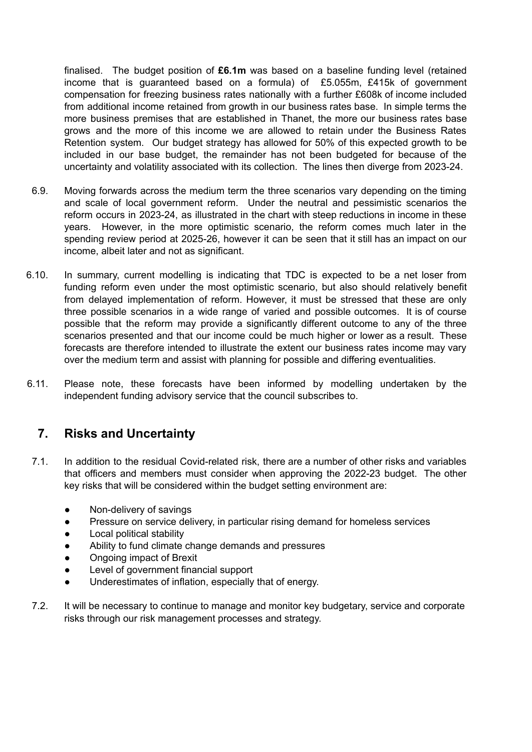finalised. The budget position of **£6.1m** was based on a baseline funding level (retained income that is guaranteed based on a formula) of £5.055m, £415k of government compensation for freezing business rates nationally with a further £608k of income included from additional income retained from growth in our business rates base. In simple terms the more business premises that are established in Thanet, the more our business rates base grows and the more of this income we are allowed to retain under the Business Rates Retention system. Our budget strategy has allowed for 50% of this expected growth to be included in our base budget, the remainder has not been budgeted for because of the uncertainty and volatility associated with its collection. The lines then diverge from 2023-24.

6.9. Moving forwards across the medium term the three scenarios vary depending on the timing and scale of local government reform. Under the neutral and pessimistic scenarios the reform occurs in 2023-24, as illustrated in the chart with steep reductions in income in these years. However, in the more optimistic scenario, the reform comes much later in the spending review period at 2025-26, however it can be seen that it still has an impact on our income, albeit later and not as significant.

6.10. In summary, current modelling is indicating that TDC is expected to be a net loser from funding reform even under the most optimistic scenario, but also should relatively benefit from delayed implementation of reform. However, it must be stressed that these are only three possible scenarios in a wide range of varied and possible outcomes. It is of course possible that the reform may provide a significantly different outcome to any of the three scenarios presented and that our income could be much higher or lower as a result. These forecasts are therefore intended to illustrate the extent our business rates income may vary over the medium term and assist with planning for possible and differing eventualities.

6.11. Please note, these forecasts have been informed by modelling undertaken by the independent funding advisory service that the council subscribes to.

## 7. Risks and Uncertainty

7.1. In addition to the residual Covid-related risk, there are a number of other risks and variables that officers and members must consider when approving the 2022-23 budget. The other key risks that will be considered within the budget setting environment are:

- Non-delivery of savings
- Pressure on service delivery, in particular rising demand for homeless services
- Local political stability
- Ability to fund climate change demands and pressures
- Ongoing impact of Brexit
- Level of government financial support
- Underestimates of inflation, especially that of energy.

7.2. It will be necessary to continue to manage and monitor key budgetary, service and corporate risks through our risk management processes and strategy.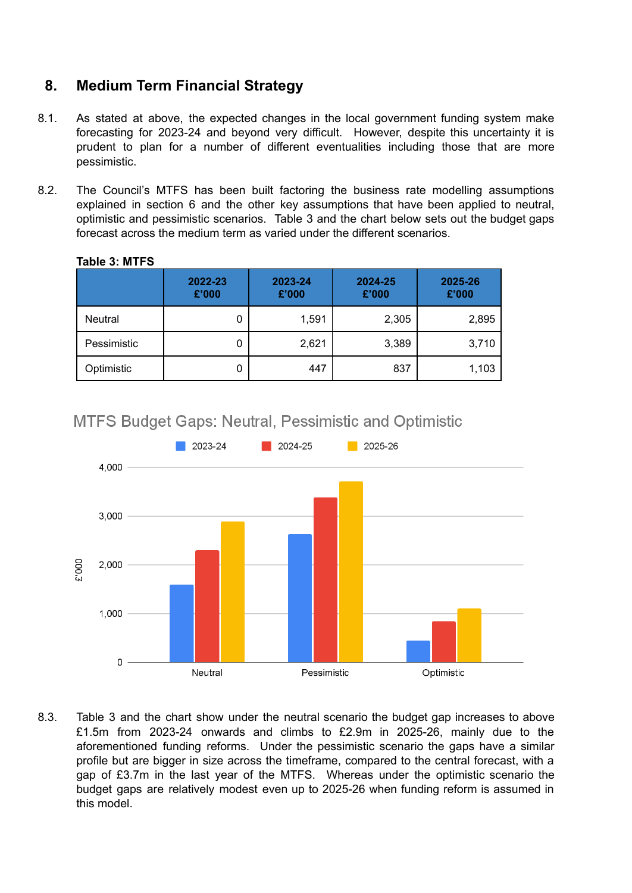## 8. Medium Term Financial Strategy

8.1. As stated at above, the expected changes in the local government funding system make forecasting for 2023-24 and beyond very difficult. However, despite this uncertainty it is prudent to plan for a number of different eventualities including those that are more pessimistic.

8.2. The Council's MTFS has been built factoring the business rate modelling assumptions explained in section 6 and the other key assumptions that have been applied to neutral, optimistic and pessimistic scenarios. Table 3 and the chart below sets out the budget gaps forecast across the medium term as varied under the different scenarios.

**Table 3: MTFS**

| | 2022-23 £'000 | 2023-24 £'000 | 2024-25 £'000 | 2025-26 £'000 |
|---|---|---|---|---|
| Neutral | 0 | 1,591 | 2,305 | 2,895 |
| Pessimistic | 0 | 2,621 | 3,389 | 3,710 |
| Optimistic | 0 | 447 | 837 | 1,103 |

MTFS Budget Gaps: Neutral, Pessimistic and Optimistic

8.3. Table 3 and the chart show under the neutral scenario the budget gap increases to above £1.5m from 2023-24 onwards and climbs to £2.9m in 2025-26, mainly due to the aforementioned funding reforms. Under the pessimistic scenario the gaps have a similar profile but are bigger in size across the timeframe, compared to the central forecast, with a gap of £3.7m in the last year of the MTFS. Whereas under the optimistic scenario the budget gaps are relatively modest even up to 2025-26 when funding reform is assumed in this model.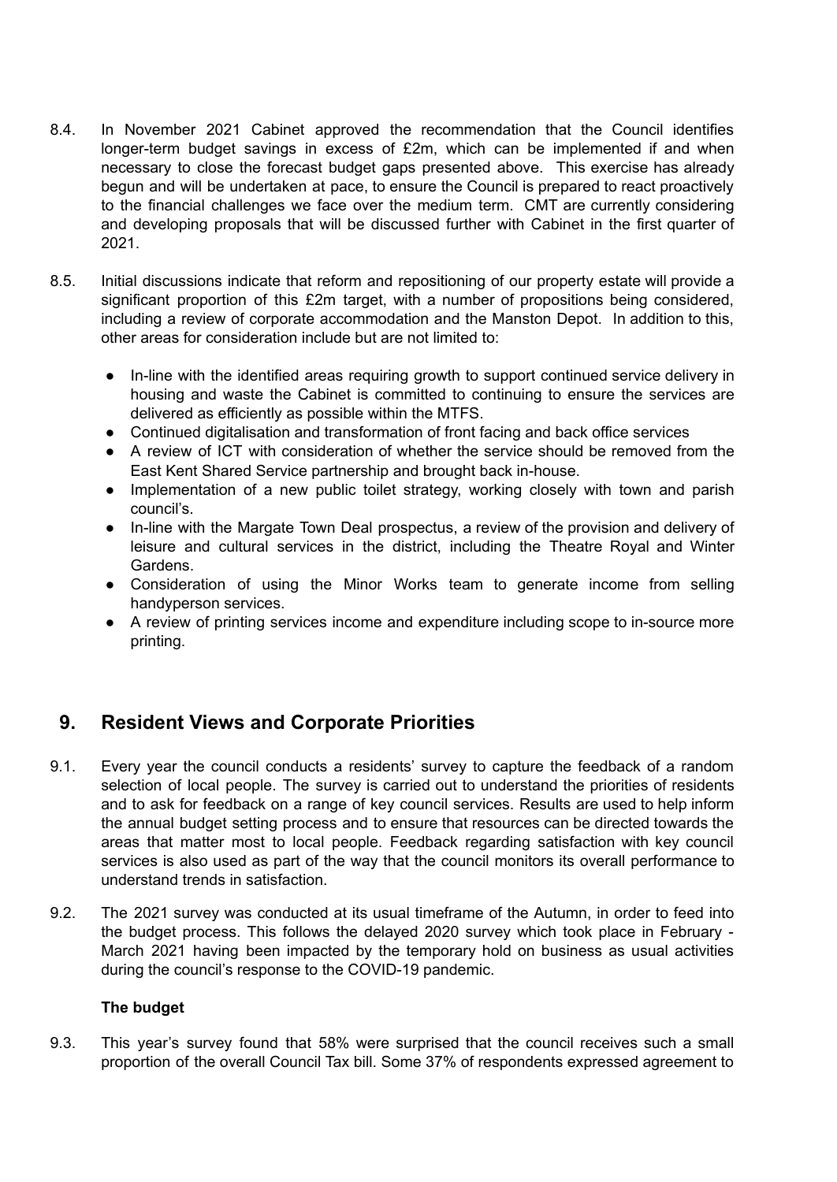8.4. In November 2021 Cabinet approved the recommendation that the Council identifies longer-term budget savings in excess of £2m, which can be implemented if and when necessary to close the forecast budget gaps presented above. This exercise has already begun and will be undertaken at pace, to ensure the Council is prepared to react proactively to the financial challenges we face over the medium term. CMT are currently considering and developing proposals that will be discussed further with Cabinet in the first quarter of 2021.

8.5. Initial discussions indicate that reform and repositioning of our property estate will provide a significant proportion of this £2m target, with a number of propositions being considered, including a review of corporate accommodation and the Manston Depot. In addition to this, other areas for consideration include but are not limited to:

- In-line with the identified areas requiring growth to support continued service delivery in housing and waste the Cabinet is committed to continuing to ensure the services are delivered as efficiently as possible within the MTFS.
- Continued digitalisation and transformation of front facing and back office services
- A review of ICT with consideration of whether the service should be removed from the East Kent Shared Service partnership and brought back in-house.
- Implementation of a new public toilet strategy, working closely with town and parish council's.
- In-line with the Margate Town Deal prospectus, a review of the provision and delivery of leisure and cultural services in the district, including the Theatre Royal and Winter Gardens.
- Consideration of using the Minor Works team to generate income from selling handyperson services.
- A review of printing services income and expenditure including scope to in-source more printing.

## 9. Resident Views and Corporate Priorities

9.1. Every year the council conducts a residents' survey to capture the feedback of a random selection of local people. The survey is carried out to understand the priorities of residents and to ask for feedback on a range of key council services. Results are used to help inform the annual budget setting process and to ensure that resources can be directed towards the areas that matter most to local people. Feedback regarding satisfaction with key council services is also used as part of the way that the council monitors its overall performance to understand trends in satisfaction.

9.2. The 2021 survey was conducted at its usual timeframe of the Autumn, in order to feed into the budget process. This follows the delayed 2020 survey which took place in February - March 2021 having been impacted by the temporary hold on business as usual activities during the council's response to the COVID-19 pandemic.

**The budget**

9.3. This year's survey found that 58% were surprised that the council receives such a small proportion of the overall Council Tax bill. Some 37% of respondents expressed agreement to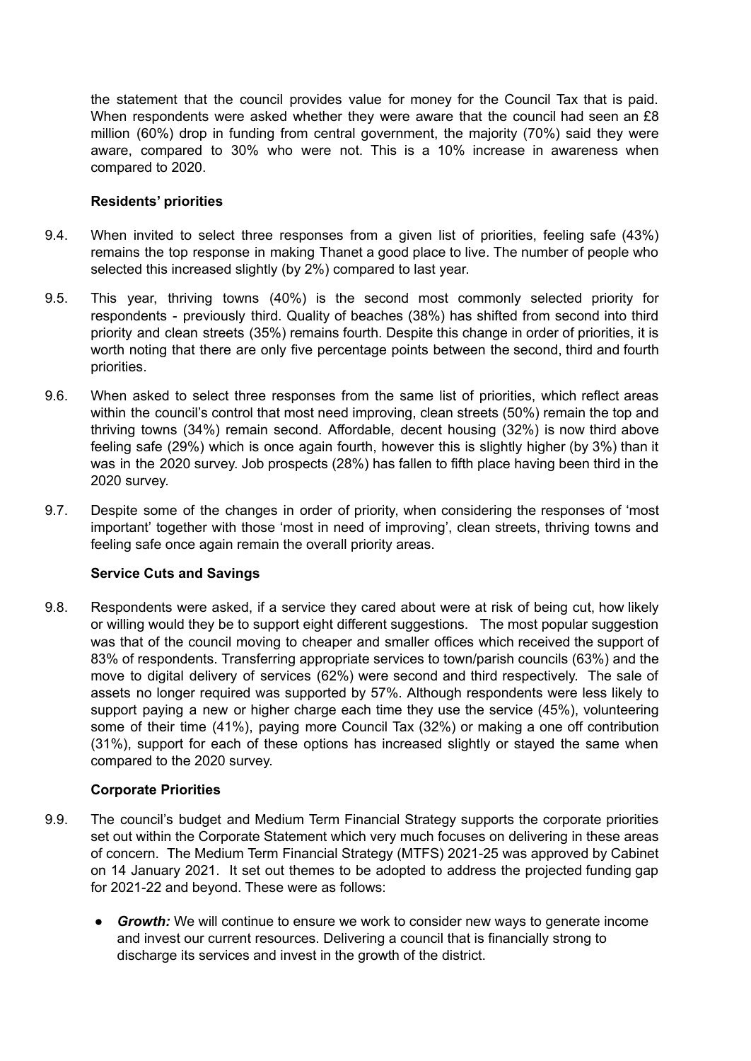the statement that the council provides value for money for the Council Tax that is paid. When respondents were asked whether they were aware that the council had seen an £8 million (60%) drop in funding from central government, the majority (70%) said they were aware, compared to 30% who were not. This is a 10% increase in awareness when compared to 2020.

**Residents' priorities**

9.4. When invited to select three responses from a given list of priorities, feeling safe (43%) remains the top response in making Thanet a good place to live. The number of people who selected this increased slightly (by 2%) compared to last year.

9.5. This year, thriving towns (40%) is the second most commonly selected priority for respondents - previously third. Quality of beaches (38%) has shifted from second into third priority and clean streets (35%) remains fourth. Despite this change in order of priorities, it is worth noting that there are only five percentage points between the second, third and fourth priorities.

9.6. When asked to select three responses from the same list of priorities, which reflect areas within the council's control that most need improving, clean streets (50%) remain the top and thriving towns (34%) remain second. Affordable, decent housing (32%) is now third above feeling safe (29%) which is once again fourth, however this is slightly higher (by 3%) than it was in the 2020 survey. Job prospects (28%) has fallen to fifth place having been third in the 2020 survey.

9.7. Despite some of the changes in order of priority, when considering the responses of 'most important' together with those 'most in need of improving', clean streets, thriving towns and feeling safe once again remain the overall priority areas.

**Service Cuts and Savings**

9.8. Respondents were asked, if a service they cared about were at risk of being cut, how likely or willing would they be to support eight different suggestions. The most popular suggestion was that of the council moving to cheaper and smaller offices which received the support of 83% of respondents. Transferring appropriate services to town/parish councils (63%) and the move to digital delivery of services (62%) were second and third respectively. The sale of assets no longer required was supported by 57%. Although respondents were less likely to support paying a new or higher charge each time they use the service (45%), volunteering some of their time (41%), paying more Council Tax (32%) or making a one off contribution (31%), support for each of these options has increased slightly or stayed the same when compared to the 2020 survey.

**Corporate Priorities**

9.9. The council's budget and Medium Term Financial Strategy supports the corporate priorities set out within the Corporate Statement which very much focuses on delivering in these areas of concern. The Medium Term Financial Strategy (MTFS) 2021-25 was approved by Cabinet on 14 January 2021. It set out themes to be adopted to address the projected funding gap for 2021-22 and beyond. These were as follows:

- ***Growth:*** We will continue to ensure we work to consider new ways to generate income and invest our current resources. Delivering a council that is financially strong to discharge its services and invest in the growth of the district.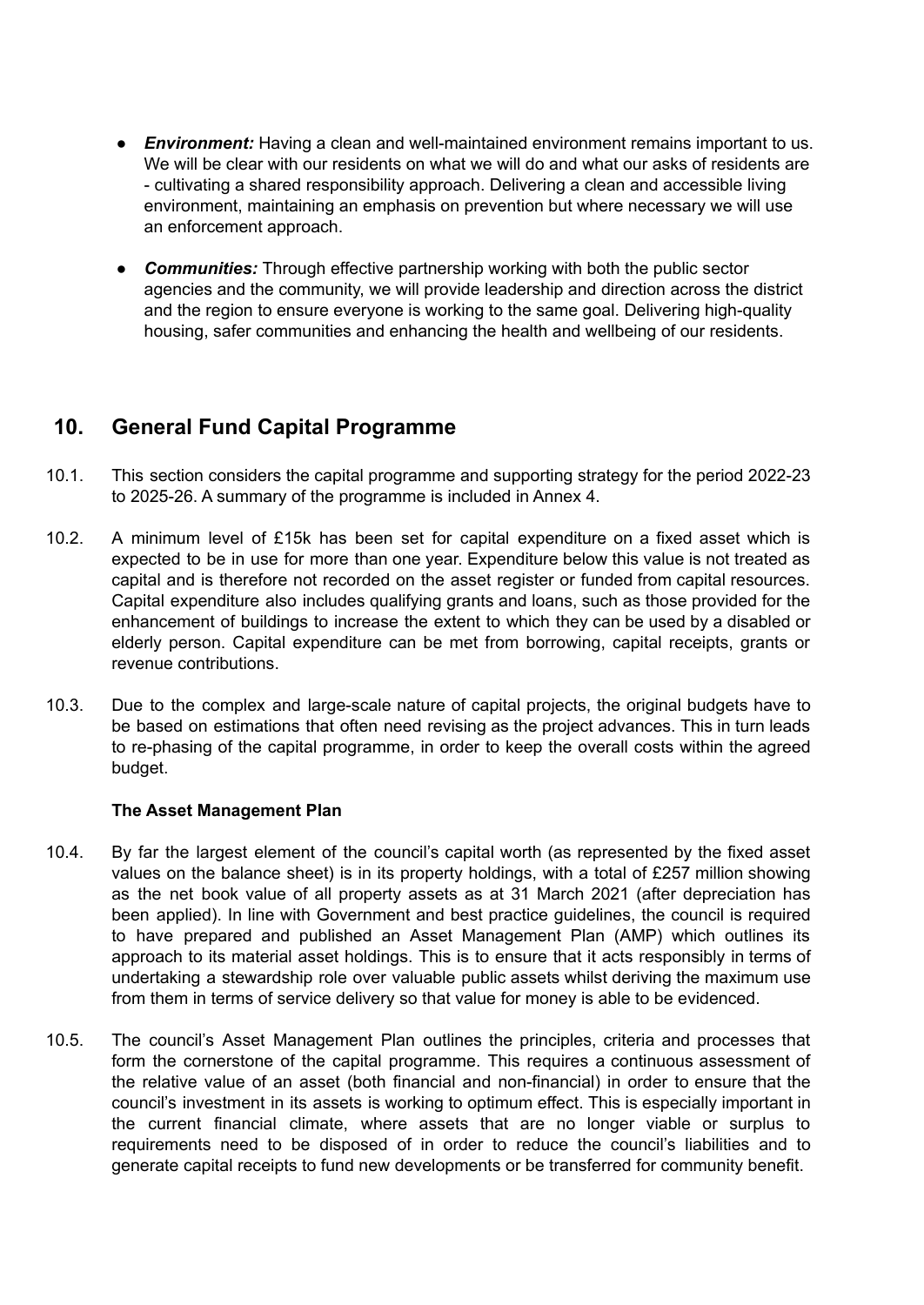- ***Environment:*** Having a clean and well-maintained environment remains important to us. We will be clear with our residents on what we will do and what our asks of residents are - cultivating a shared responsibility approach. Delivering a clean and accessible living environment, maintaining an emphasis on prevention but where necessary we will use an enforcement approach.

- ***Communities:*** Through effective partnership working with both the public sector agencies and the community, we will provide leadership and direction across the district and the region to ensure everyone is working to the same goal. Delivering high-quality housing, safer communities and enhancing the health and wellbeing of our residents.

## 10. General Fund Capital Programme

10.1. This section considers the capital programme and supporting strategy for the period 2022-23 to 2025-26. A summary of the programme is included in Annex 4.

10.2. A minimum level of £15k has been set for capital expenditure on a fixed asset which is expected to be in use for more than one year. Expenditure below this value is not treated as capital and is therefore not recorded on the asset register or funded from capital resources. Capital expenditure also includes qualifying grants and loans, such as those provided for the enhancement of buildings to increase the extent to which they can be used by a disabled or elderly person. Capital expenditure can be met from borrowing, capital receipts, grants or revenue contributions.

10.3. Due to the complex and large-scale nature of capital projects, the original budgets have to be based on estimations that often need revising as the project advances. This in turn leads to re-phasing of the capital programme, in order to keep the overall costs within the agreed budget.

**The Asset Management Plan**

10.4. By far the largest element of the council's capital worth (as represented by the fixed asset values on the balance sheet) is in its property holdings, with a total of £257 million showing as the net book value of all property assets as at 31 March 2021 (after depreciation has been applied). In line with Government and best practice guidelines, the council is required to have prepared and published an Asset Management Plan (AMP) which outlines its approach to its material asset holdings. This is to ensure that it acts responsibly in terms of undertaking a stewardship role over valuable public assets whilst deriving the maximum use from them in terms of service delivery so that value for money is able to be evidenced.

10.5. The council's Asset Management Plan outlines the principles, criteria and processes that form the cornerstone of the capital programme. This requires a continuous assessment of the relative value of an asset (both financial and non-financial) in order to ensure that the council's investment in its assets is working to optimum effect. This is especially important in the current financial climate, where assets that are no longer viable or surplus to requirements need to be disposed of in order to reduce the council's liabilities and to generate capital receipts to fund new developments or be transferred for community benefit.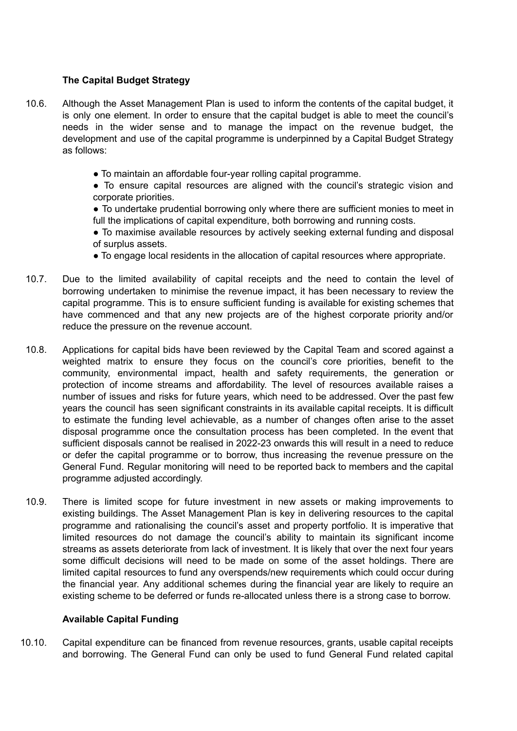### The Capital Budget Strategy

10.6. Although the Asset Management Plan is used to inform the contents of the capital budget, it is only one element. In order to ensure that the capital budget is able to meet the council's needs in the wider sense and to manage the impact on the revenue budget, the development and use of the capital programme is underpinned by a Capital Budget Strategy as follows:

- To maintain an affordable four-year rolling capital programme.
- To ensure capital resources are aligned with the council's strategic vision and corporate priorities.
- To undertake prudential borrowing only where there are sufficient monies to meet in full the implications of capital expenditure, both borrowing and running costs.
- To maximise available resources by actively seeking external funding and disposal of surplus assets.
- To engage local residents in the allocation of capital resources where appropriate.

10.7. Due to the limited availability of capital receipts and the need to contain the level of borrowing undertaken to minimise the revenue impact, it has been necessary to review the capital programme. This is to ensure sufficient funding is available for existing schemes that have commenced and that any new projects are of the highest corporate priority and/or reduce the pressure on the revenue account.

10.8. Applications for capital bids have been reviewed by the Capital Team and scored against a weighted matrix to ensure they focus on the council's core priorities, benefit to the community, environmental impact, health and safety requirements, the generation or protection of income streams and affordability. The level of resources available raises a number of issues and risks for future years, which need to be addressed. Over the past few years the council has seen significant constraints in its available capital receipts. It is difficult to estimate the funding level achievable, as a number of changes often arise to the asset disposal programme once the consultation process has been completed. In the event that sufficient disposals cannot be realised in 2022-23 onwards this will result in a need to reduce or defer the capital programme or to borrow, thus increasing the revenue pressure on the General Fund. Regular monitoring will need to be reported back to members and the capital programme adjusted accordingly.

10.9. There is limited scope for future investment in new assets or making improvements to existing buildings. The Asset Management Plan is key in delivering resources to the capital programme and rationalising the council's asset and property portfolio. It is imperative that limited resources do not damage the council's ability to maintain its significant income streams as assets deteriorate from lack of investment. It is likely that over the next four years some difficult decisions will need to be made on some of the asset holdings. There are limited capital resources to fund any overspends/new requirements which could occur during the financial year. Any additional schemes during the financial year are likely to require an existing scheme to be deferred or funds re-allocated unless there is a strong case to borrow.

### Available Capital Funding

10.10. Capital expenditure can be financed from revenue resources, grants, usable capital receipts and borrowing. The General Fund can only be used to fund General Fund related capital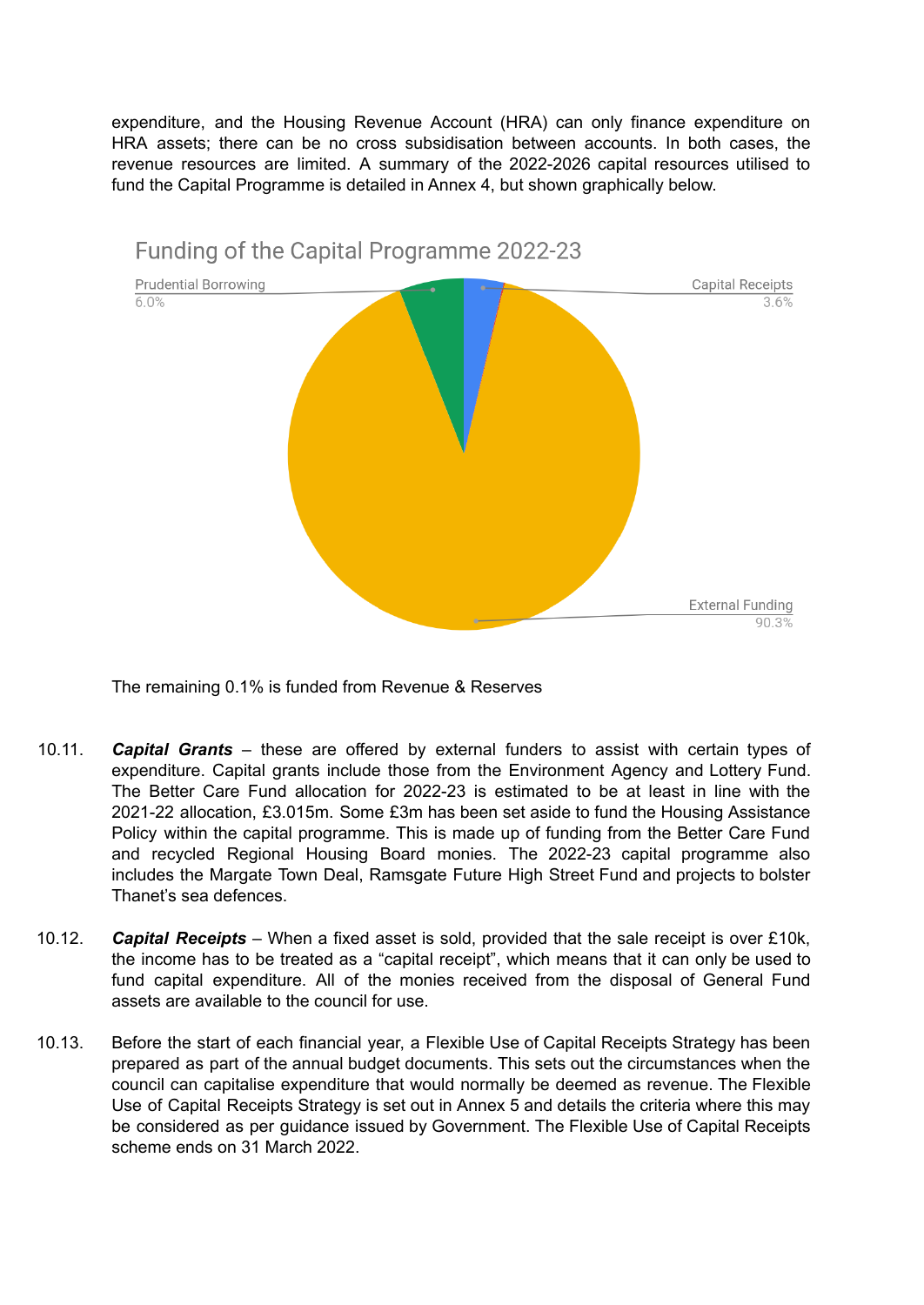expenditure, and the Housing Revenue Account (HRA) can only finance expenditure on HRA assets; there can be no cross subsidisation between accounts. In both cases, the revenue resources are limited. A summary of the 2022-2026 capital resources utilised to fund the Capital Programme is detailed in Annex 4, but shown graphically below.

Funding of the Capital Programme 2022-23

Prudential Borrowing 6.0%

Capital Receipts 3.6%

External Funding 90.3%

The remaining 0.1% is funded from Revenue & Reserves

10.11. ***Capital Grants*** – these are offered by external funders to assist with certain types of expenditure. Capital grants include those from the Environment Agency and Lottery Fund. The Better Care Fund allocation for 2022-23 is estimated to be at least in line with the 2021-22 allocation, £3.015m. Some £3m has been set aside to fund the Housing Assistance Policy within the capital programme. This is made up of funding from the Better Care Fund and recycled Regional Housing Board monies. The 2022-23 capital programme also includes the Margate Town Deal, Ramsgate Future High Street Fund and projects to bolster Thanet's sea defences.

10.12. ***Capital Receipts*** – When a fixed asset is sold, provided that the sale receipt is over £10k, the income has to be treated as a "capital receipt", which means that it can only be used to fund capital expenditure. All of the monies received from the disposal of General Fund assets are available to the council for use.

10.13. Before the start of each financial year, a Flexible Use of Capital Receipts Strategy has been prepared as part of the annual budget documents. This sets out the circumstances when the council can capitalise expenditure that would normally be deemed as revenue. The Flexible Use of Capital Receipts Strategy is set out in Annex 5 and details the criteria where this may be considered as per guidance issued by Government. The Flexible Use of Capital Receipts scheme ends on 31 March 2022.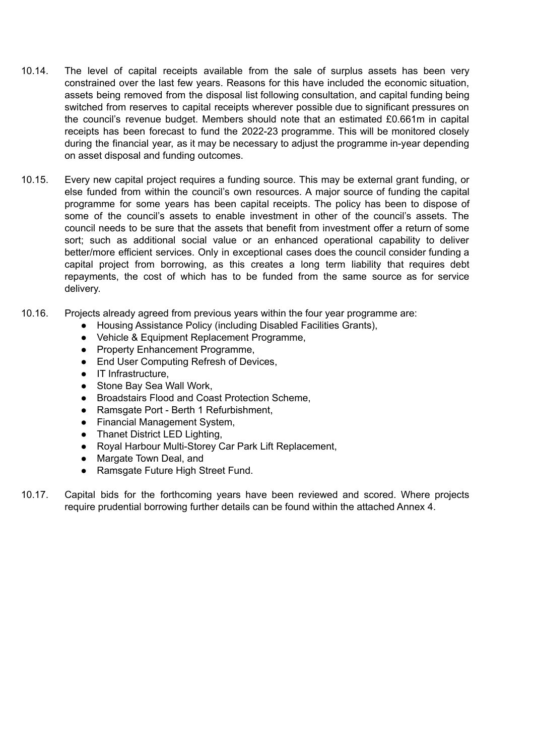10.14. The level of capital receipts available from the sale of surplus assets has been very constrained over the last few years. Reasons for this have included the economic situation, assets being removed from the disposal list following consultation, and capital funding being switched from reserves to capital receipts wherever possible due to significant pressures on the council's revenue budget. Members should note that an estimated £0.661m in capital receipts has been forecast to fund the 2022-23 programme. This will be monitored closely during the financial year, as it may be necessary to adjust the programme in-year depending on asset disposal and funding outcomes.

10.15. Every new capital project requires a funding source. This may be external grant funding, or else funded from within the council's own resources. A major source of funding the capital programme for some years has been capital receipts. The policy has been to dispose of some of the council's assets to enable investment in other of the council's assets. The council needs to be sure that the assets that benefit from investment offer a return of some sort; such as additional social value or an enhanced operational capability to deliver better/more efficient services. Only in exceptional cases does the council consider funding a capital project from borrowing, as this creates a long term liability that requires debt repayments, the cost of which has to be funded from the same source as for service delivery.

10.16. Projects already agreed from previous years within the four year programme are:

- Housing Assistance Policy (including Disabled Facilities Grants),
- Vehicle & Equipment Replacement Programme,
- Property Enhancement Programme,
- End User Computing Refresh of Devices,
- IT Infrastructure,
- Stone Bay Sea Wall Work,
- Broadstairs Flood and Coast Protection Scheme,
- Ramsgate Port - Berth 1 Refurbishment,
- Financial Management System,
- Thanet District LED Lighting,
- Royal Harbour Multi-Storey Car Park Lift Replacement,
- Margate Town Deal, and
- Ramsgate Future High Street Fund.

10.17. Capital bids for the forthcoming years have been reviewed and scored. Where projects require prudential borrowing further details can be found within the attached Annex 4.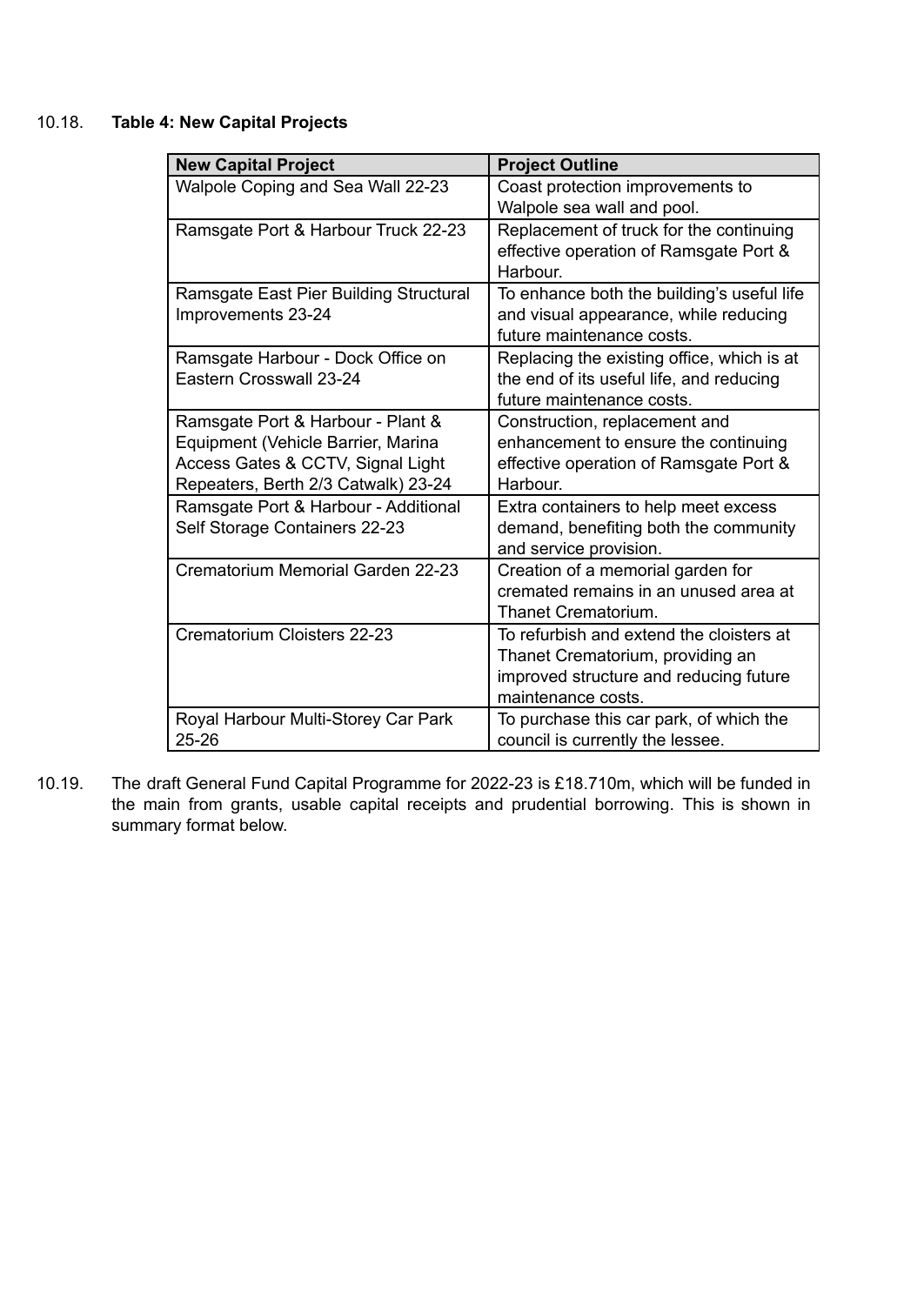10.18. **Table 4: New Capital Projects**

| New Capital Project | Project Outline |
|---|---|
| Walpole Coping and Sea Wall 22-23 | Coast protection improvements to Walpole sea wall and pool. |
| Ramsgate Port & Harbour Truck 22-23 | Replacement of truck for the continuing effective operation of Ramsgate Port & Harbour. |
| Ramsgate East Pier Building Structural Improvements 23-24 | To enhance both the building's useful life and visual appearance, while reducing future maintenance costs. |
| Ramsgate Harbour - Dock Office on Eastern Crosswall 23-24 | Replacing the existing office, which is at the end of its useful life, and reducing future maintenance costs. |
| Ramsgate Port & Harbour - Plant & Equipment (Vehicle Barrier, Marina Access Gates & CCTV, Signal Light Repeaters, Berth 2/3 Catwalk) 23-24 | Construction, replacement and enhancement to ensure the continuing effective operation of Ramsgate Port & Harbour. |
| Ramsgate Port & Harbour - Additional Self Storage Containers 22-23 | Extra containers to help meet excess demand, benefiting both the community and service provision. |
| Crematorium Memorial Garden 22-23 | Creation of a memorial garden for cremated remains in an unused area at Thanet Crematorium. |
| Crematorium Cloisters 22-23 | To refurbish and extend the cloisters at Thanet Crematorium, providing an improved structure and reducing future maintenance costs. |
| Royal Harbour Multi-Storey Car Park 25-26 | To purchase this car park, of which the council is currently the lessee. |

10.19. The draft General Fund Capital Programme for 2022-23 is £18.710m, which will be funded in the main from grants, usable capital receipts and prudential borrowing. This is shown in summary format below.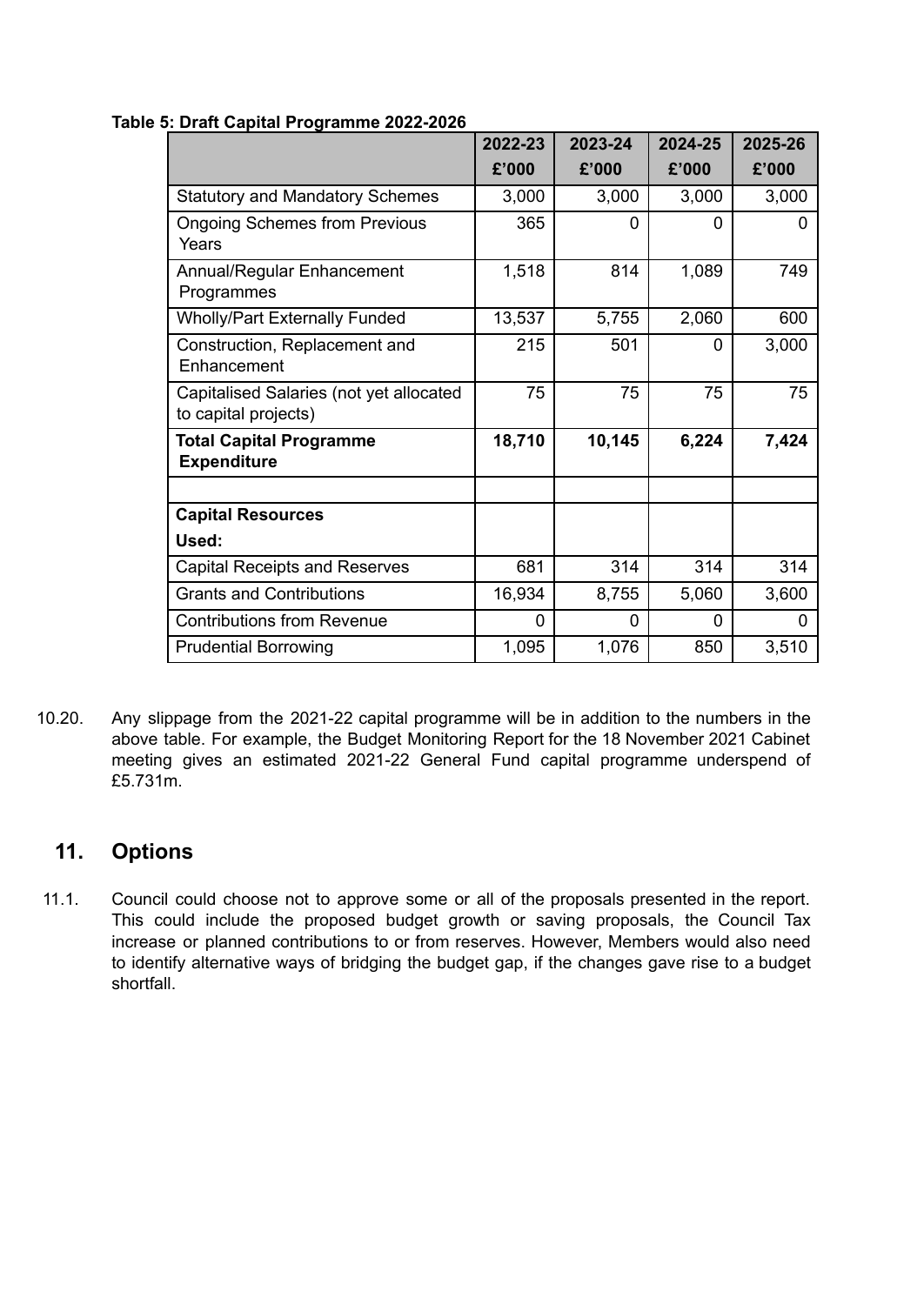**Table 5: Draft Capital Programme 2022-2026**

| | 2022-23 £'000 | 2023-24 £'000 | 2024-25 £'000 | 2025-26 £'000 |
|---|---|---|---|---|
| Statutory and Mandatory Schemes | 3,000 | 3,000 | 3,000 | 3,000 |
| Ongoing Schemes from Previous Years | 365 | 0 | 0 | 0 |
| Annual/Regular Enhancement Programmes | 1,518 | 814 | 1,089 | 749 |
| Wholly/Part Externally Funded | 13,537 | 5,755 | 2,060 | 600 |
| Construction, Replacement and Enhancement | 215 | 501 | 0 | 3,000 |
| Capitalised Salaries (not yet allocated to capital projects) | 75 | 75 | 75 | 75 |
| **Total Capital Programme Expenditure** | **18,710** | **10,145** | **6,224** | **7,424** |
| | | | | |
| **Capital Resources Used:** | | | | |
| Capital Receipts and Reserves | 681 | 314 | 314 | 314 |
| Grants and Contributions | 16,934 | 8,755 | 5,060 | 3,600 |
| Contributions from Revenue | 0 | 0 | 0 | 0 |
| Prudential Borrowing | 1,095 | 1,076 | 850 | 3,510 |

10.20. Any slippage from the 2021-22 capital programme will be in addition to the numbers in the above table. For example, the Budget Monitoring Report for the 18 November 2021 Cabinet meeting gives an estimated 2021-22 General Fund capital programme underspend of £5.731m.

## 11. Options

11.1. Council could choose not to approve some or all of the proposals presented in the report. This could include the proposed budget growth or saving proposals, the Council Tax increase or planned contributions to or from reserves. However, Members would also need to identify alternative ways of bridging the budget gap, if the changes gave rise to a budget shortfall.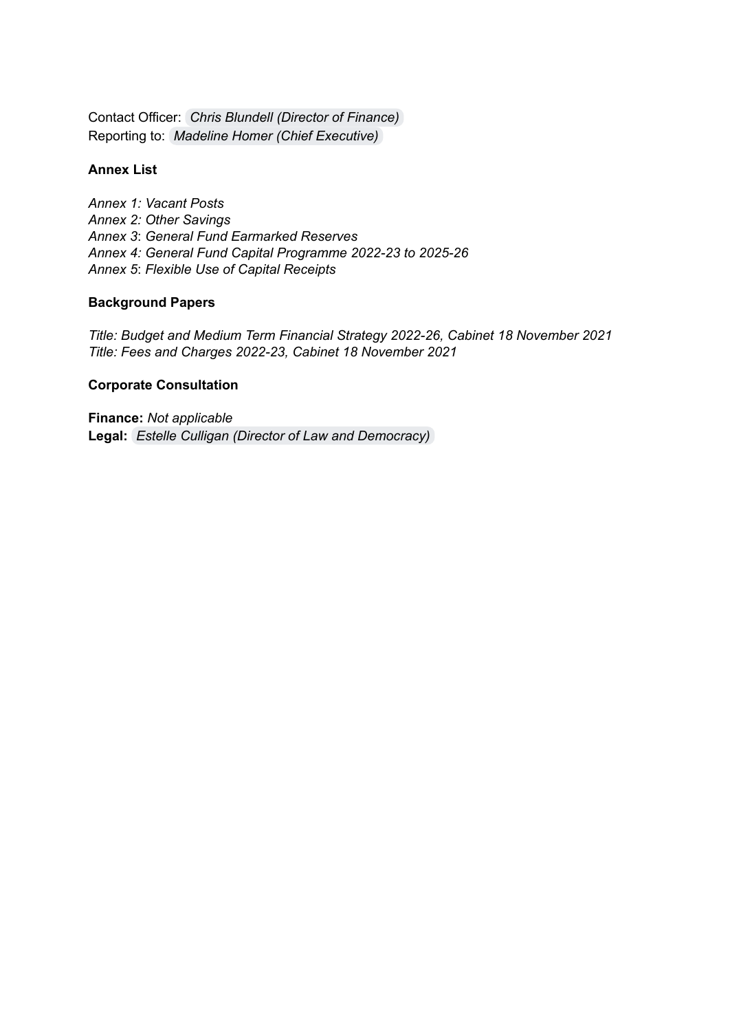Contact Officer: *Chris Blundell (Director of Finance)*
Reporting to: *Madeline Homer (Chief Executive)*

**Annex List**

*Annex 1: Vacant Posts*
*Annex 2: Other Savings*
*Annex 3*: *General Fund Earmarked Reserves*
*Annex 4: General Fund Capital Programme 2022-23 to 2025-26*
*Annex 5*: *Flexible Use of Capital Receipts*

**Background Papers**

*Title: Budget and Medium Term Financial Strategy 2022-26, Cabinet 18 November 2021*
*Title: Fees and Charges 2022-23, Cabinet 18 November 2021*

**Corporate Consultation**

**Finance:** *Not applicable*
**Legal:** *Estelle Culligan (Director of Law and Democracy)*